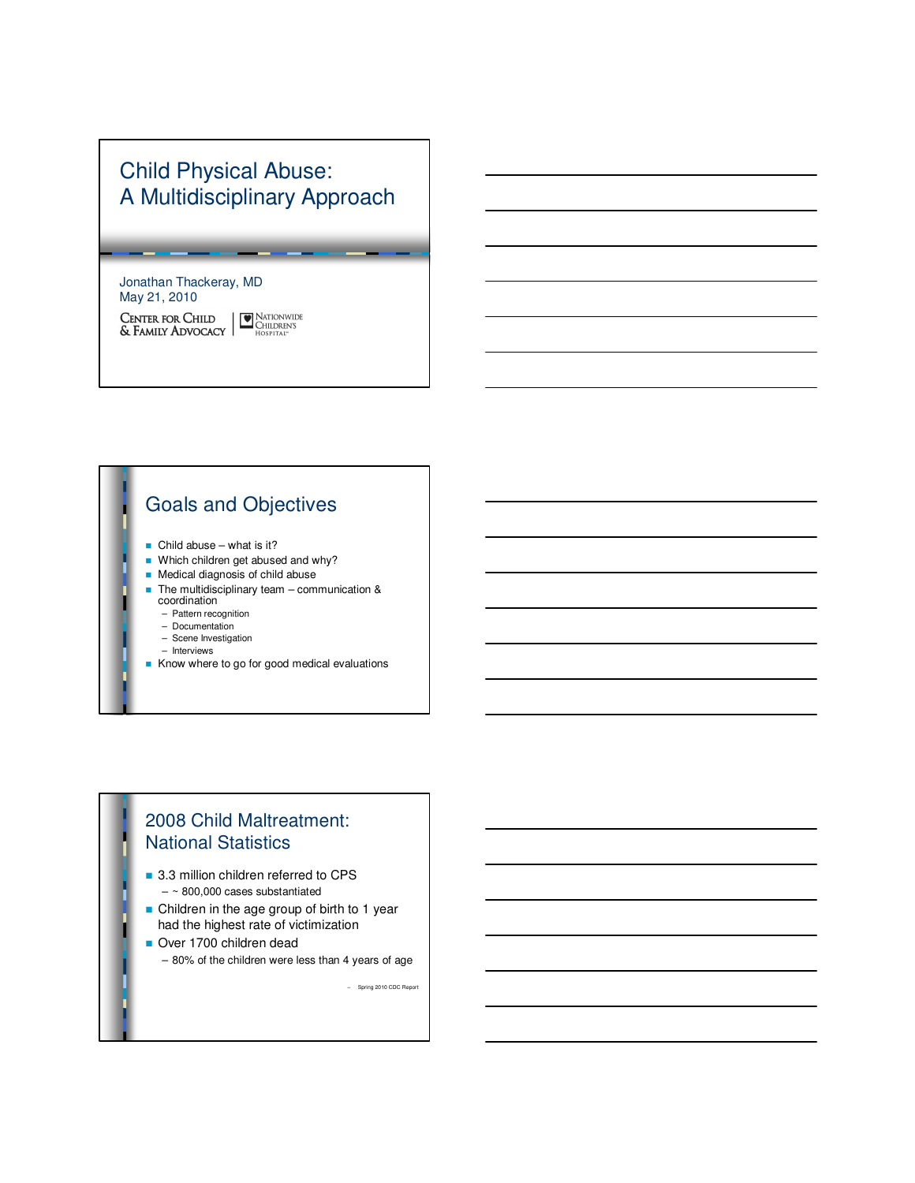# Child Physical Abuse: A Multidisciplinary Approach

Jonathan Thackeray, MD
May 21, 2010

Center for Child & Family Advocacy | Nationwide Children's Hospital

## Goals and Objectives

- Child abuse – what is it?
- Which children get abused and why?
- Medical diagnosis of child abuse
- The multidisciplinary team – communication & coordination
  - Pattern recognition
  - Documentation
  - Scene Investigation
  - Interviews
- Know where to go for good medical evaluations

## 2008 Child Maltreatment: National Statistics

- 3.3 million children referred to CPS
  - ~ 800,000 cases substantiated
- Children in the age group of birth to 1 year had the highest rate of victimization
- Over 1700 children dead
  - 80% of the children were less than 4 years of age

– Spring 2010 CDC Report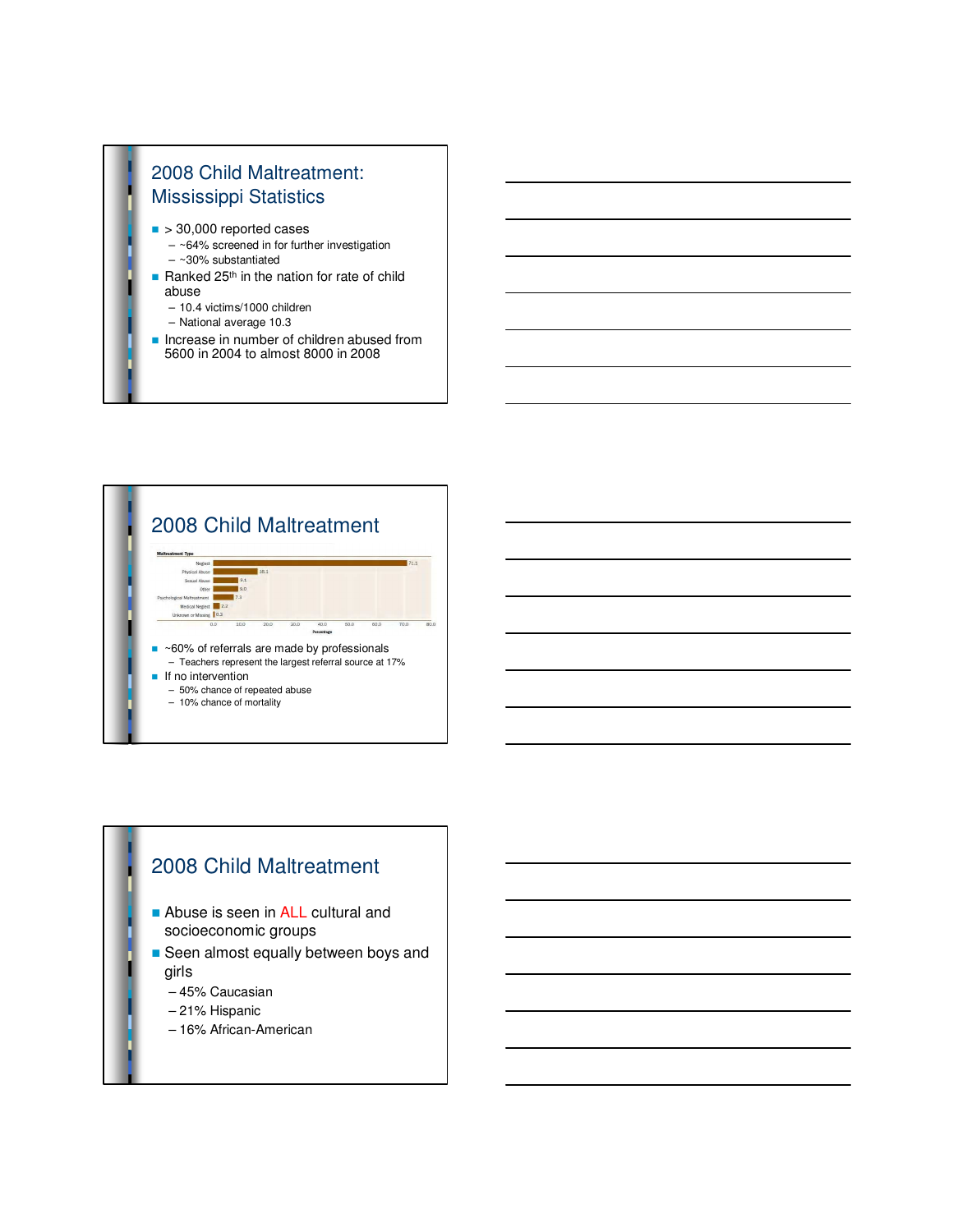## 2008 Child Maltreatment: Mississippi Statistics

- > 30,000 reported cases
  - ~64% screened in for further investigation
  - ~30% substantiated
- Ranked 25th in the nation for rate of child abuse
  - 10.4 victims/1000 children
  - National average 10.3
- Increase in number of children abused from 5600 in 2004 to almost 8000 in 2008

## 2008 Child Maltreatment

| Maltreatment Type | Percentage |
|---|---|
| Neglect | 71.1 |
| Physical Abuse | 16.1 |
| Sexual Abuse | 9.1 |
| Other | 9.0 |
| Psychological Maltreatment | 7.3 |
| Medical Neglect | 2.2 |
| Unknown or Missing | 0.3 |

- ~60% of referrals are made by professionals
  - Teachers represent the largest referral source at 17%
- If no intervention
  - 50% chance of repeated abuse
  - 10% chance of mortality

## 2008 Child Maltreatment

- Abuse is seen in ALL cultural and socioeconomic groups
- Seen almost equally between boys and girls
  - 45% Caucasian
  - 21% Hispanic
  - 16% African-American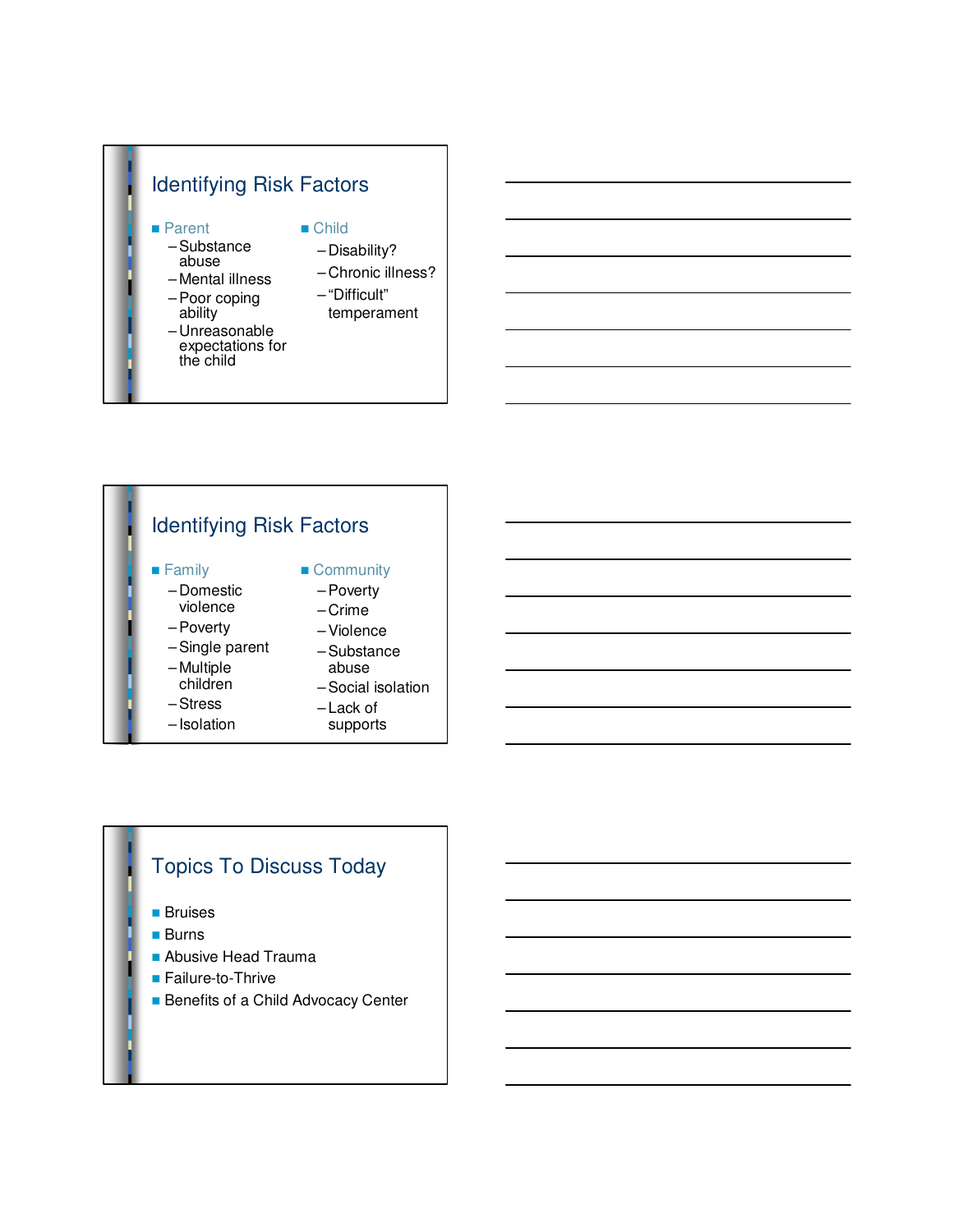## Identifying Risk Factors

- Parent
  - Substance abuse
  - Mental illness
  - Poor coping ability
  - Unreasonable expectations for the child
- Child
  - Disability?
  - Chronic illness?
  - "Difficult" temperament

## Identifying Risk Factors

- Family
  - Domestic violence
  - Poverty
  - Single parent
  - Multiple children
  - Stress
  - Isolation
- Community
  - Poverty
  - Crime
  - Violence
  - Substance abuse
  - Social isolation
  - Lack of supports

## Topics To Discuss Today

- Bruises
- Burns
- Abusive Head Trauma
- Failure-to-Thrive
- Benefits of a Child Advocacy Center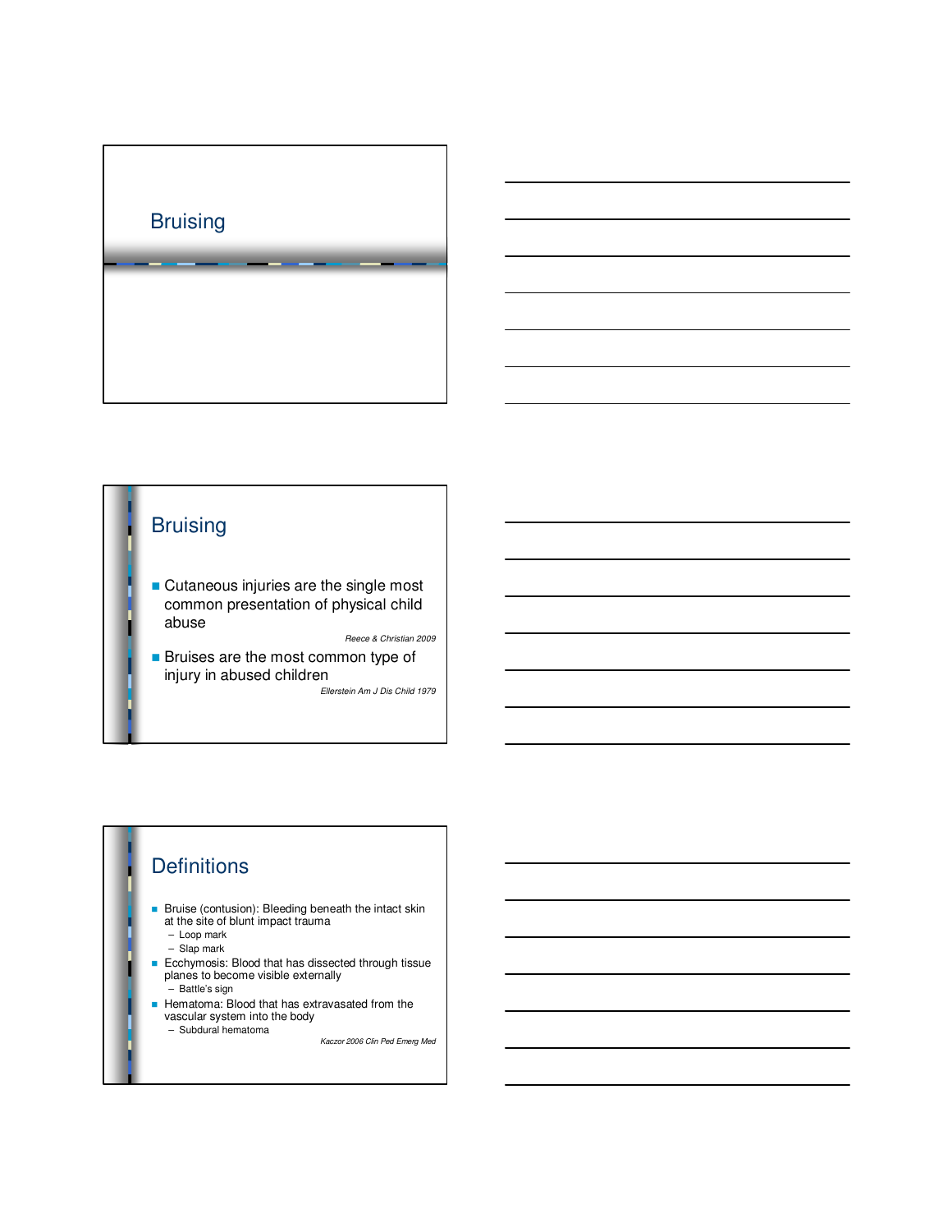# Bruising

## Bruising

- Cutaneous injuries are the single most common presentation of physical child abuse

*Reece & Christian 2009*

- Bruises are the most common type of injury in abused children

*Ellerstein Am J Dis Child 1979*

## Definitions

- Bruise (contusion): Bleeding beneath the intact skin at the site of blunt impact trauma
  - Loop mark
  - Slap mark
- Ecchymosis: Blood that has dissected through tissue planes to become visible externally
  - Battle's sign
- Hematoma: Blood that has extravasated from the vascular system into the body
  - Subdural hematoma

*Kaczor 2006 Clin Ped Emerg Med*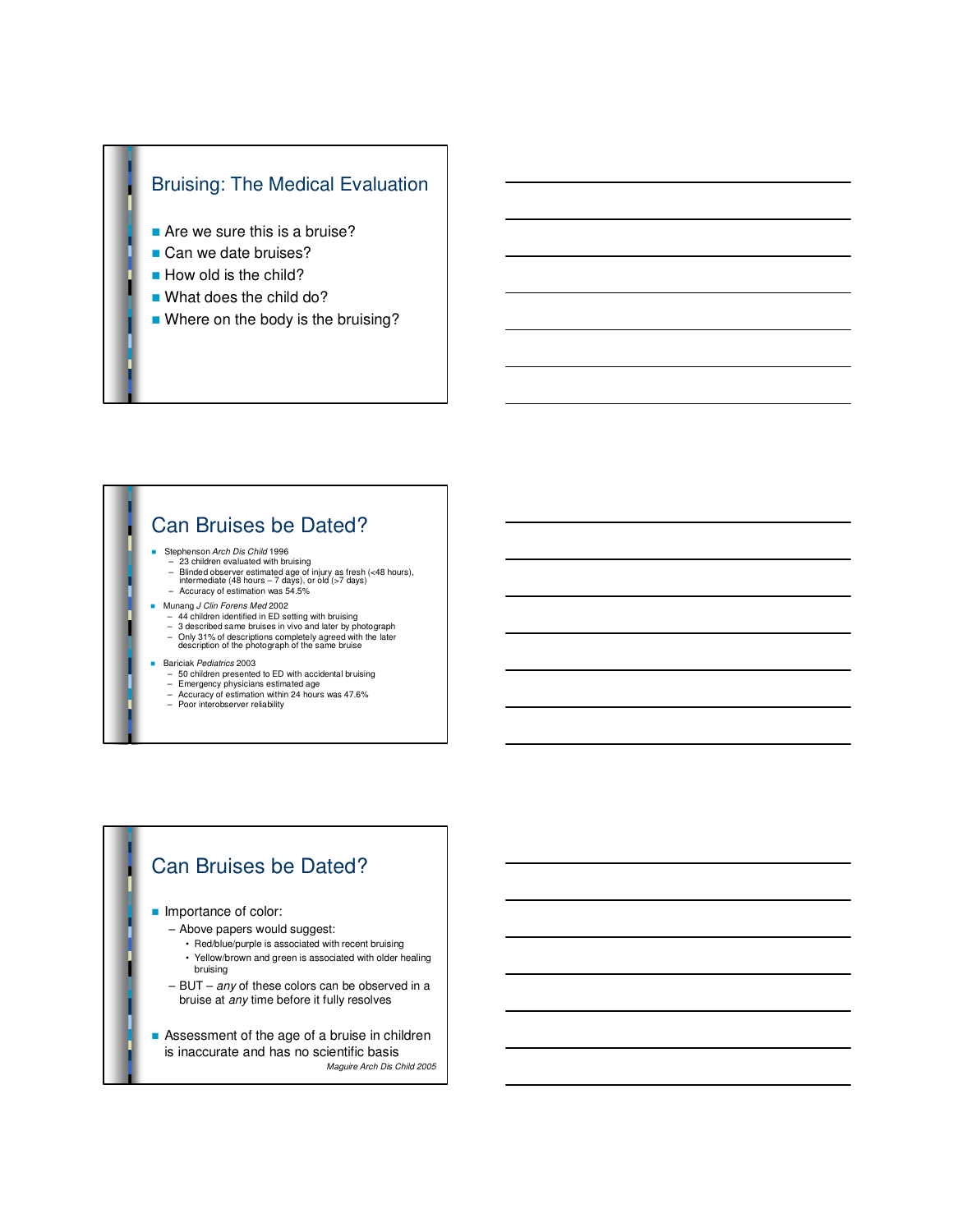## Bruising: The Medical Evaluation

- Are we sure this is a bruise?
- Can we date bruises?
- How old is the child?
- What does the child do?
- Where on the body is the bruising?

## Can Bruises be Dated?

- Stephenson *Arch Dis Child* 1996
  - 23 children evaluated with bruising
  - Blinded observer estimated age of injury as fresh (<48 hours), intermediate (48 hours – 7 days), or old (>7 days)
  - Accuracy of estimation was 54.5%
- Munang *J Clin Forens Med* 2002
  - 44 children identified in ED setting with bruising
  - 3 described same bruises in vivo and later by photograph
  - Only 31% of descriptions completely agreed with the later description of the photograph of the same bruise
- Bariciak *Pediatrics* 2003
  - 50 children presented to ED with accidental bruising
  - Emergency physicians estimated age
  - Accuracy of estimation within 24 hours was 47.6%
  - Poor interobserver reliability

## Can Bruises be Dated?

- Importance of color:
  - Above papers would suggest:
    - Red/blue/purple is associated with recent bruising
    - Yellow/brown and green is associated with older healing bruising
  - BUT – *any* of these colors can be observed in a bruise at *any* time before it fully resolves
- Assessment of the age of a bruise in children is inaccurate and has no scientific basis

*Maguire Arch Dis Child 2005*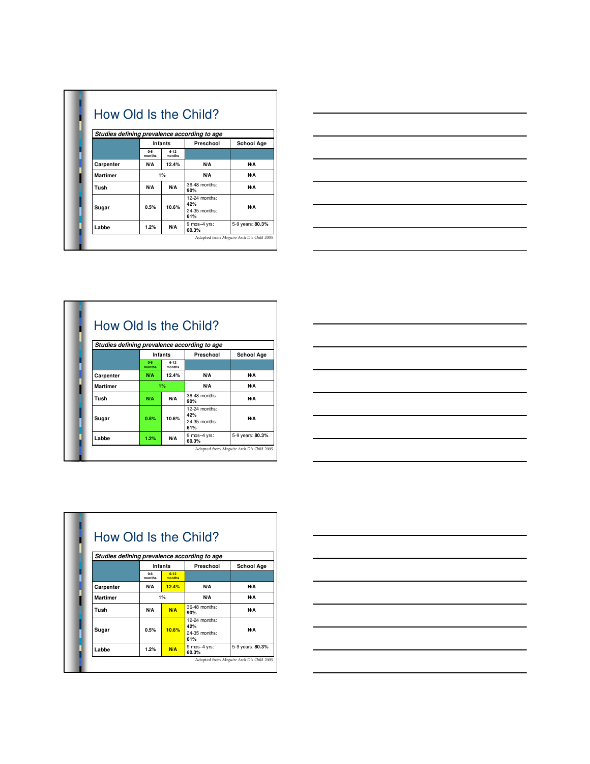## How Old Is the Child?

| Studies defining prevalence according to age | Infants | | Preschool | School Age |
|---|---|---|---|---|
| | 0-6 months | 6-12 months | | |
| Carpenter | N/A | 12.4% | N/A | N/A |
| Martimer | 1% | | N/A | N/A |
| Tush | N/A | N/A | 36-48 months: **90%** | N/A |
| Sugar | 0.5% | 10.6% | 12-24 months: **42%** 24-35 months: **61%** | N/A |
| Labbe | 1.2% | N/A | 9 mos–4 yrs: **60.3%** | 5-9 years: **80.3%** |

Adapted from *Maguire Arch Dis Child 2005*

## How Old Is the Child?

| Studies defining prevalence according to age | Infants | | Preschool | School Age |
|---|---|---|---|---|
| | 0-6 months | 6-12 months | | |
| Carpenter | N/A | 12.4% | N/A | N/A |
| Martimer | 1% | | N/A | N/A |
| Tush | N/A | N/A | 36-48 months: **90%** | N/A |
| Sugar | 0.5% | 10.6% | 12-24 months: **42%** 24-35 months: **61%** | N/A |
| Labbe | 1.2% | N/A | 9 mos–4 yrs: **60.3%** | 5-9 years: **80.3%** |

Adapted from *Maguire Arch Dis Child 2005*

## How Old Is the Child?

| Studies defining prevalence according to age | Infants | | Preschool | School Age |
|---|---|---|---|---|
| | 0-6 months | 6-12 months | | |
| Carpenter | N/A | 12.4% | N/A | N/A |
| Martimer | 1% | | N/A | N/A |
| Tush | N/A | N/A | 36-48 months: **90%** | N/A |
| Sugar | 0.5% | 10.6% | 12-24 months: **42%** 24-35 months: **61%** | N/A |
| Labbe | 1.2% | N/A | 9 mos–4 yrs: **60.3%** | 5-9 years: **80.3%** |

Adapted from *Maguire Arch Dis Child 2005*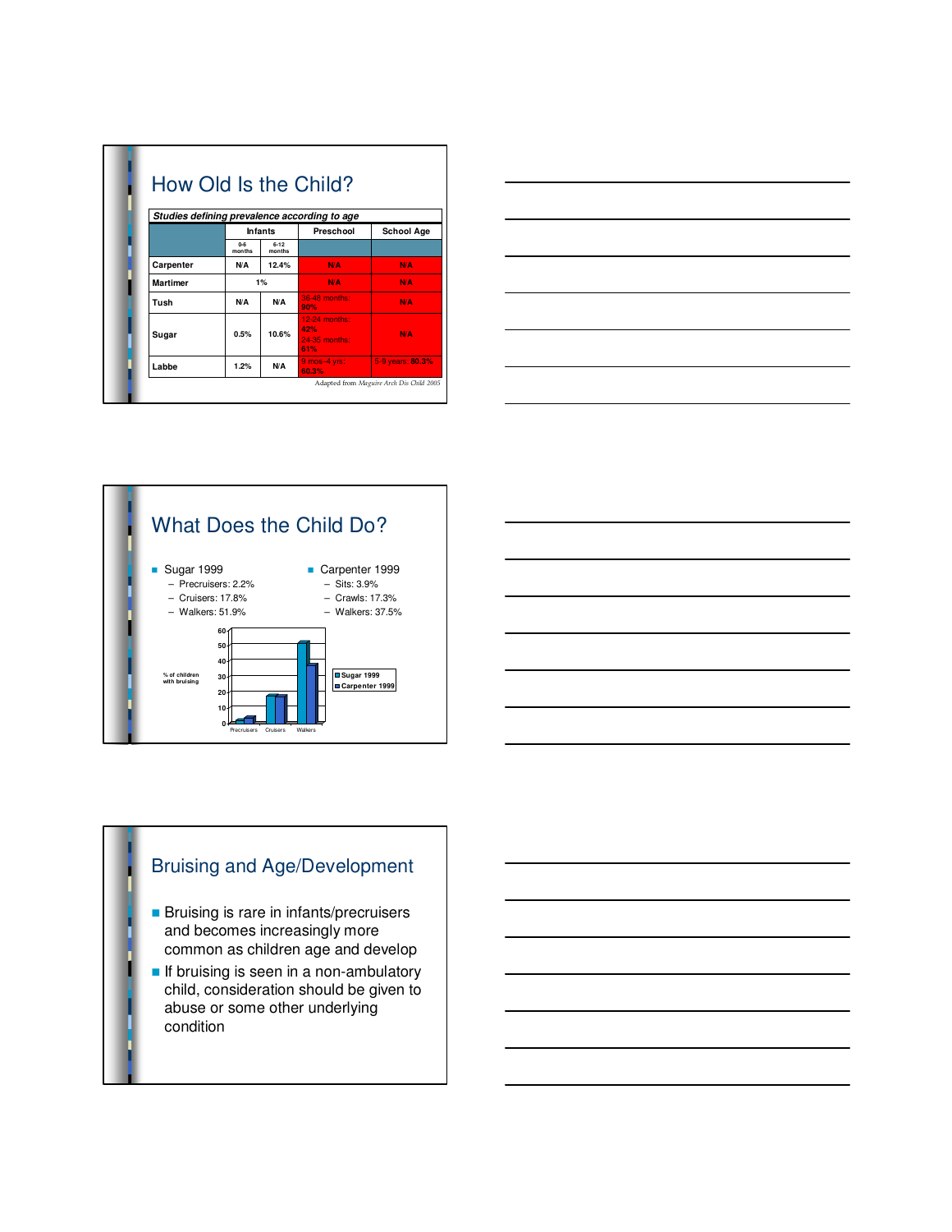## How Old Is the Child?

*Studies defining prevalence according to age*

| | Infants | | Preschool | School Age |
|---|---|---|---|---|
| | 0-6 months | 6-12 months | | |
| Carpenter | N/A | 12.4% | N/A | N/A |
| Martimer | 1% | | N/A | N/A |
| Tush | N/A | N/A | 36-48 months: 80% | N/A |
| Sugar | 0.5% | 10.6% | 12-24 months: 42%<br>24-35 months: 61% | N/A |
| Labbe | 1.2% | N/A | 9 mos–4 yrs: 60.3% | 5-9 years: 80.3% |

Adapted from *Maguire Arch Dis Child 2005*

## What Does the Child Do?

- Sugar 1999
  - Precruisers: 2.2%
  - Cruisers: 17.8%
  - Walkers: 51.9%
- Carpenter 1999
  - Sits: 3.9%
  - Crawls: 17.3%
  - Walkers: 37.5%

| % of children with bruising | Precruisers | Cruisers | Walkers |
|---|---|---|---|
| Sugar 1999 | 2.2 | 17.8 | 51.9 |
| Carpenter 1999 | 3.9 | 17.3 | 37.5 |

## Bruising and Age/Development

- Bruising is rare in infants/precruisers and becomes increasingly more common as children age and develop
- If bruising is seen in a non-ambulatory child, consideration should be given to abuse or some other underlying condition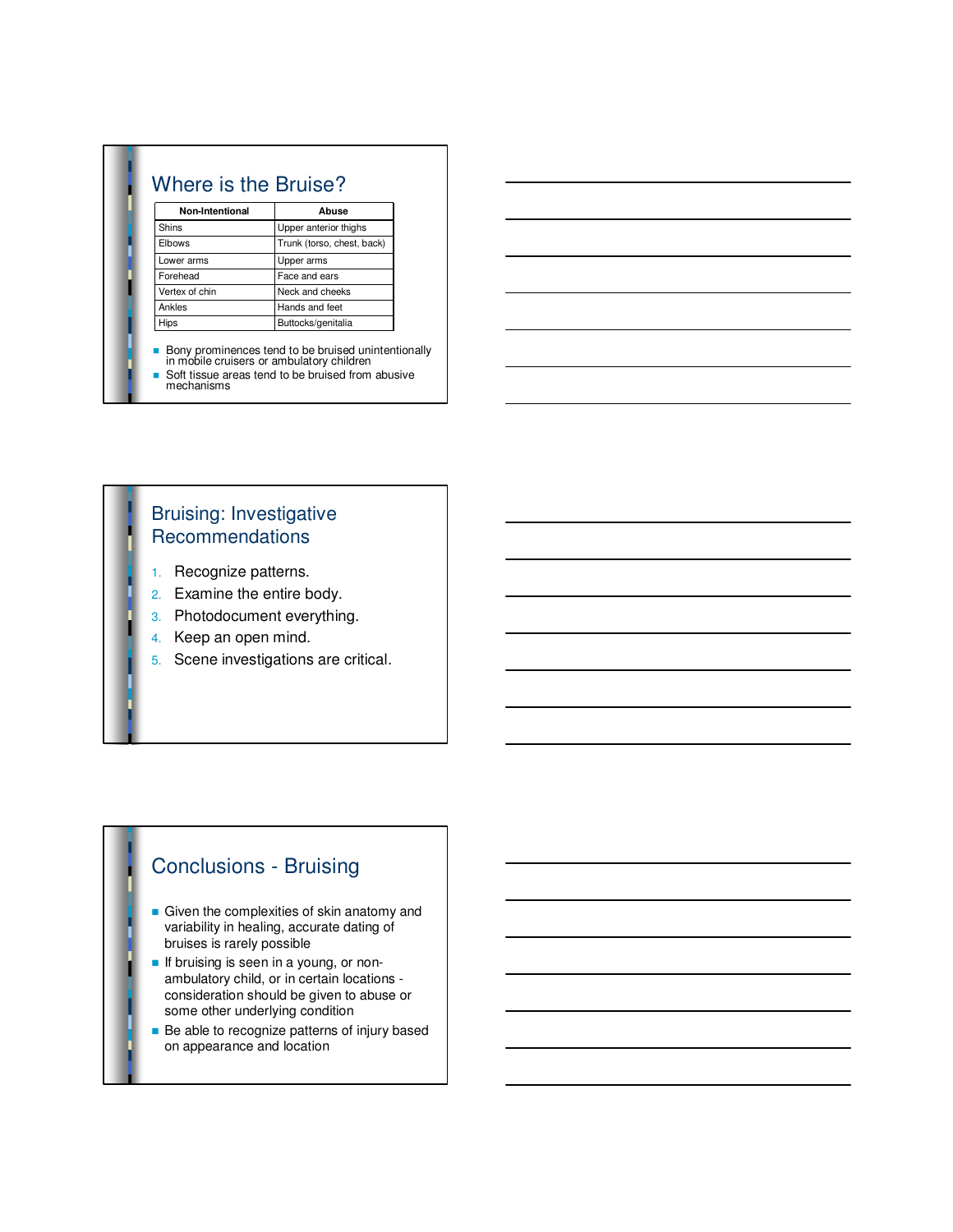## Where is the Bruise?

| Non-Intentional | Abuse |
|---|---|
| Shins | Upper anterior thighs |
| Elbows | Trunk (torso, chest, back) |
| Lower arms | Upper arms |
| Forehead | Face and ears |
| Vertex of chin | Neck and cheeks |
| Ankles | Hands and feet |
| Hips | Buttocks/genitalia |

- Bony prominences tend to be bruised unintentionally in mobile cruisers or ambulatory children
- Soft tissue areas tend to be bruised from abusive mechanisms

## Bruising: Investigative Recommendations

1. Recognize patterns.
2. Examine the entire body.
3. Photodocument everything.
4. Keep an open mind.
5. Scene investigations are critical.

## Conclusions - Bruising

- Given the complexities of skin anatomy and variability in healing, accurate dating of bruises is rarely possible
- If bruising is seen in a young, or non-ambulatory child, or in certain locations - consideration should be given to abuse or some other underlying condition
- Be able to recognize patterns of injury based on appearance and location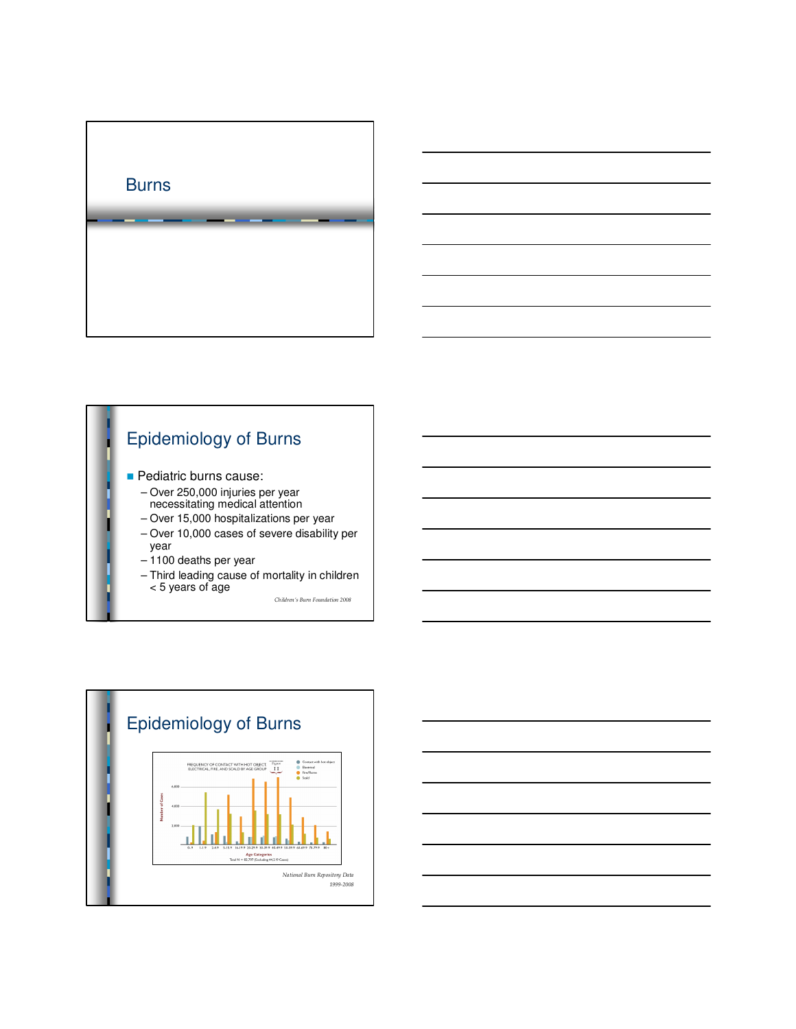# Burns

## Epidemiology of Burns

- Pediatric burns cause:
  - Over 250,000 injuries per year necessitating medical attention
  - Over 15,000 hospitalizations per year
  - Over 10,000 cases of severe disability per year
  - 1100 deaths per year
  - Third leading cause of mortality in children < 5 years of age

*Children's Burn Foundation 2008*

## Epidemiology of Burns

FREQUENCY OF CONTACT WITH HOT OBJECT, ELECTRICAL, FIRE, AND SCALD BY AGE GROUP — Figure 11

Legend: Contact with hot object; Electrical; Fire/Flame; Scald

Number of Cases: 2,000; 4,000; 6,000

Age Categories: 0-.9, 1-1.9, 2-4.9, 5-15.9, 16-19.9, 20-29.9, 30-39.9, 40-49.9, 50-59.9, 60-69.9, 70-79.9, 80+

Total N = 82,797 (Excluding 44,219 Cases)

*National Burn Repository Data 1999-2008*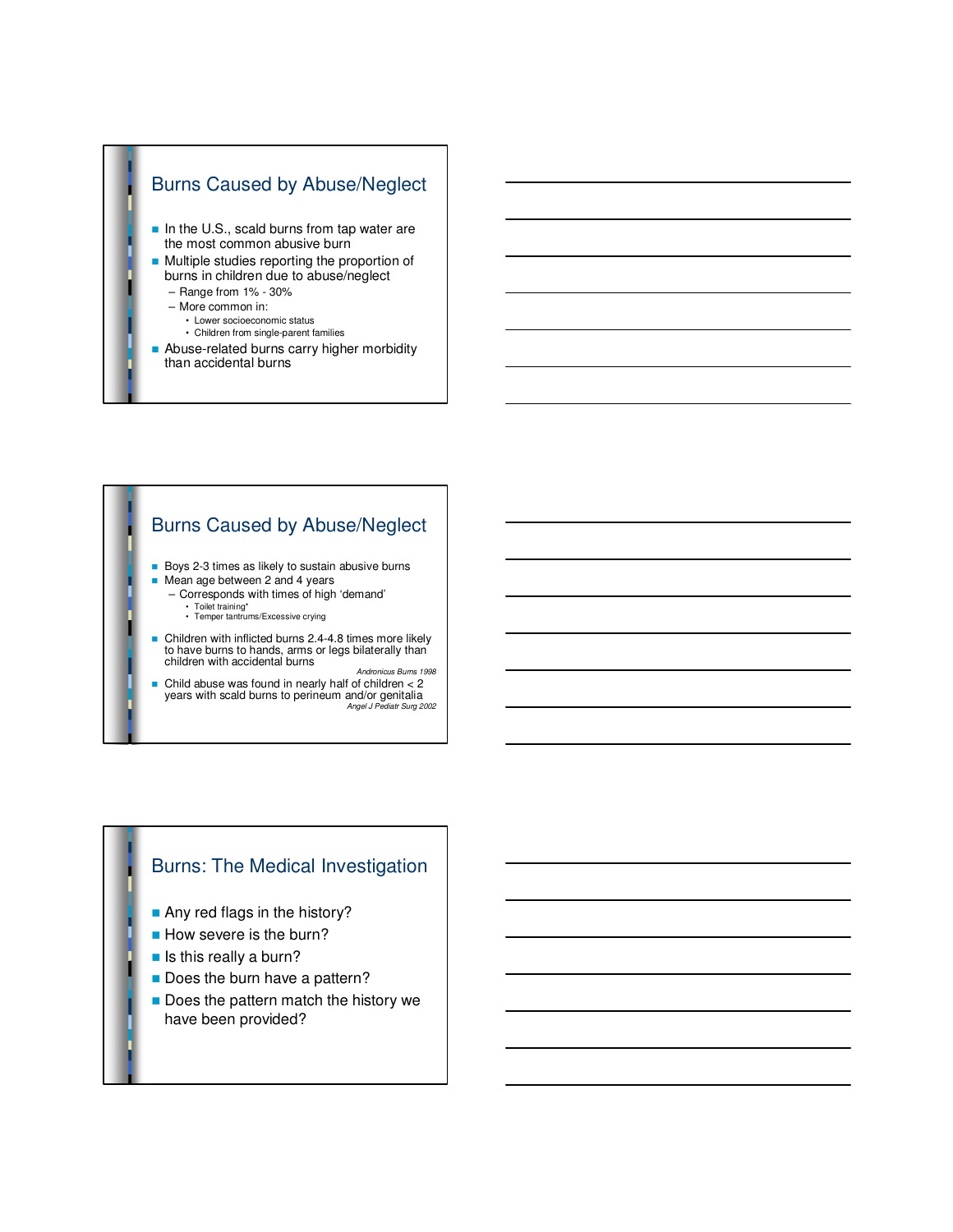## Burns Caused by Abuse/Neglect

- In the U.S., scald burns from tap water are the most common abusive burn
- Multiple studies reporting the proportion of burns in children due to abuse/neglect
  - Range from 1% - 30%
  - More common in:
    - Lower socioeconomic status
    - Children from single-parent families
- Abuse-related burns carry higher morbidity than accidental burns

## Burns Caused by Abuse/Neglect

- Boys 2-3 times as likely to sustain abusive burns
- Mean age between 2 and 4 years
  - Corresponds with times of high 'demand'
    - Toilet training*
    - Temper tantrums/Excessive crying
- Children with inflicted burns 2.4-4.8 times more likely to have burns to hands, arms or legs bilaterally than children with accidental burns

*Andronicus Burns 1998*

- Child abuse was found in nearly half of children < 2 years with scald burns to perineum and/or genitalia

*Angel J Pediatr Surg 2002*

## Burns: The Medical Investigation

- Any red flags in the history?
- How severe is the burn?
- Is this really a burn?
- Does the burn have a pattern?
- Does the pattern match the history we have been provided?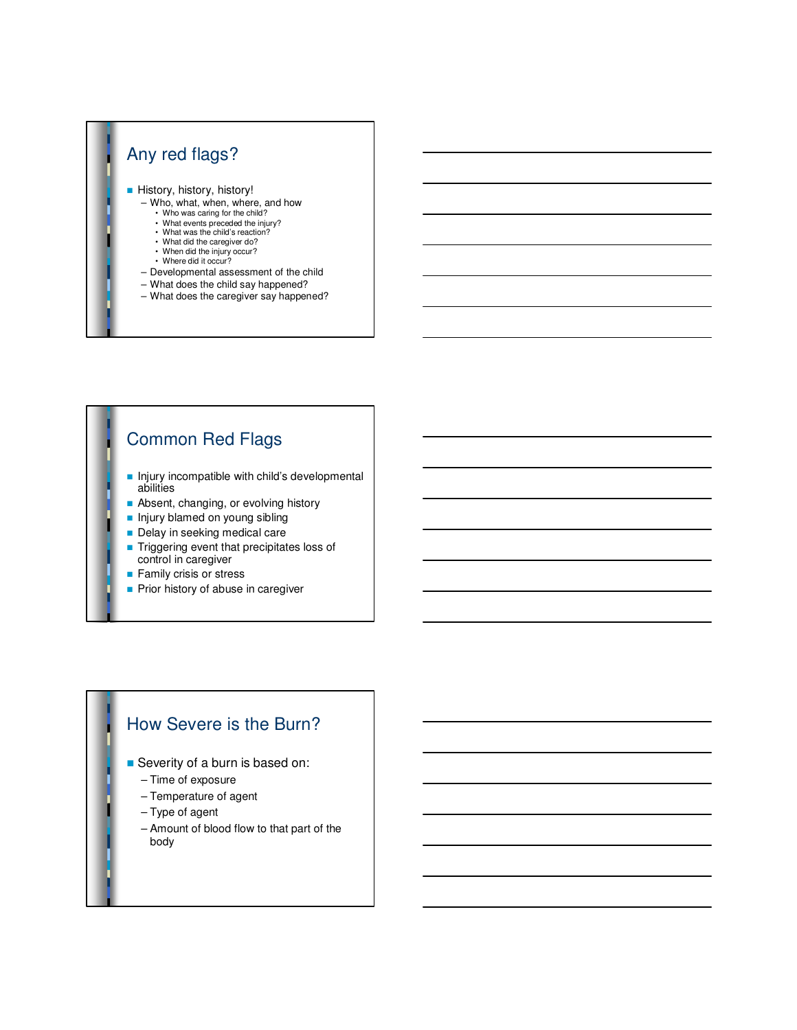## Any red flags?

- History, history, history!
  - Who, what, when, where, and how
    - Who was caring for the child?
    - What events preceded the injury?
    - What was the child's reaction?
    - What did the caregiver do?
    - When did the injury occur?
    - Where did it occur?
  - Developmental assessment of the child
  - What does the child say happened?
  - What does the caregiver say happened?

## Common Red Flags

- Injury incompatible with child's developmental abilities
- Absent, changing, or evolving history
- Injury blamed on young sibling
- Delay in seeking medical care
- Triggering event that precipitates loss of control in caregiver
- Family crisis or stress
- Prior history of abuse in caregiver

## How Severe is the Burn?

- Severity of a burn is based on:
  - Time of exposure
  - Temperature of agent
  - Type of agent
  - Amount of blood flow to that part of the body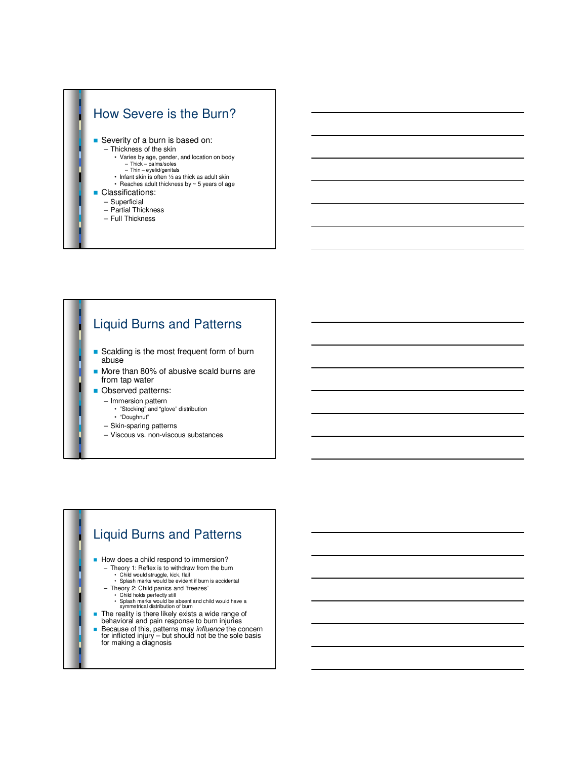## How Severe is the Burn?

- Severity of a burn is based on:
  - Thickness of the skin
    - Varies by age, gender, and location on body
      - Thick – palms/soles
      - Thin – eyelid/genitals
    - Infant skin is often ½ as thick as adult skin
    - Reaches adult thickness by ~ 5 years of age
- Classifications:
  - Superficial
  - Partial Thickness
  - Full Thickness

## Liquid Burns and Patterns

- Scalding is the most frequent form of burn abuse
- More than 80% of abusive scald burns are from tap water
- Observed patterns:
  - Immersion pattern
    - "Stocking" and "glove" distribution
    - "Doughnut"
  - Skin-sparing patterns
  - Viscous vs. non-viscous substances

## Liquid Burns and Patterns

- How does a child respond to immersion?
  - Theory 1: Reflex is to withdraw from the burn
    - Child would struggle, kick, flail
    - Splash marks would be evident if burn is accidental
  - Theory 2: Child panics and 'freezes'
    - Child holds perfectly still
    - Splash marks would be absent and child would have a symmetrical distribution of burn
- The reality is there likely exists a wide range of behavioral and pain response to burn injuries
- Because of this, patterns may *influence* the concern for inflicted injury – but should not be the sole basis for making a diagnosis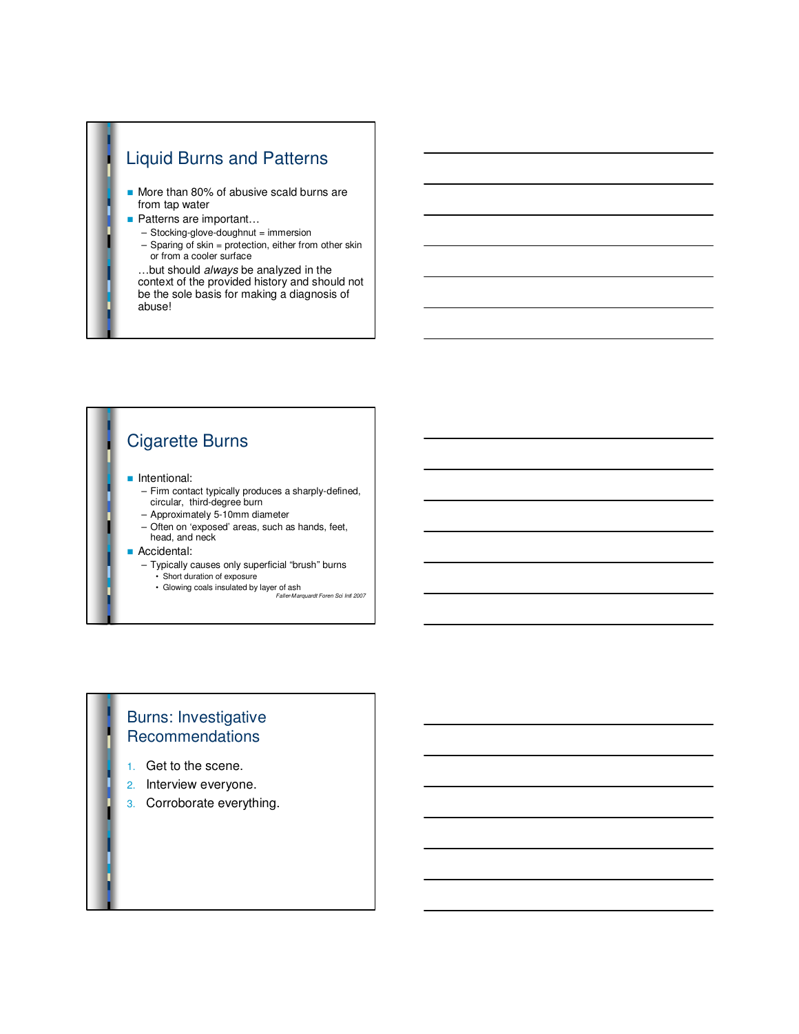## Liquid Burns and Patterns

- More than 80% of abusive scald burns are from tap water
- Patterns are important…
  - Stocking-glove-doughnut = immersion
  - Sparing of skin = protection, either from other skin or from a cooler surface

  …but should *always* be analyzed in the context of the provided history and should not be the sole basis for making a diagnosis of abuse!

## Cigarette Burns

- Intentional:
  - Firm contact typically produces a sharply-defined, circular, third-degree burn
  - Approximately 5-10mm diameter
  - Often on 'exposed' areas, such as hands, feet, head, and neck
- Accidental:
  - Typically causes only superficial "brush" burns
    - Short duration of exposure
    - Glowing coals insulated by layer of ash

*Faller-Marquardt Foren Sci Intl 2007*

## Burns: Investigative Recommendations

1. Get to the scene.
2. Interview everyone.
3. Corroborate everything.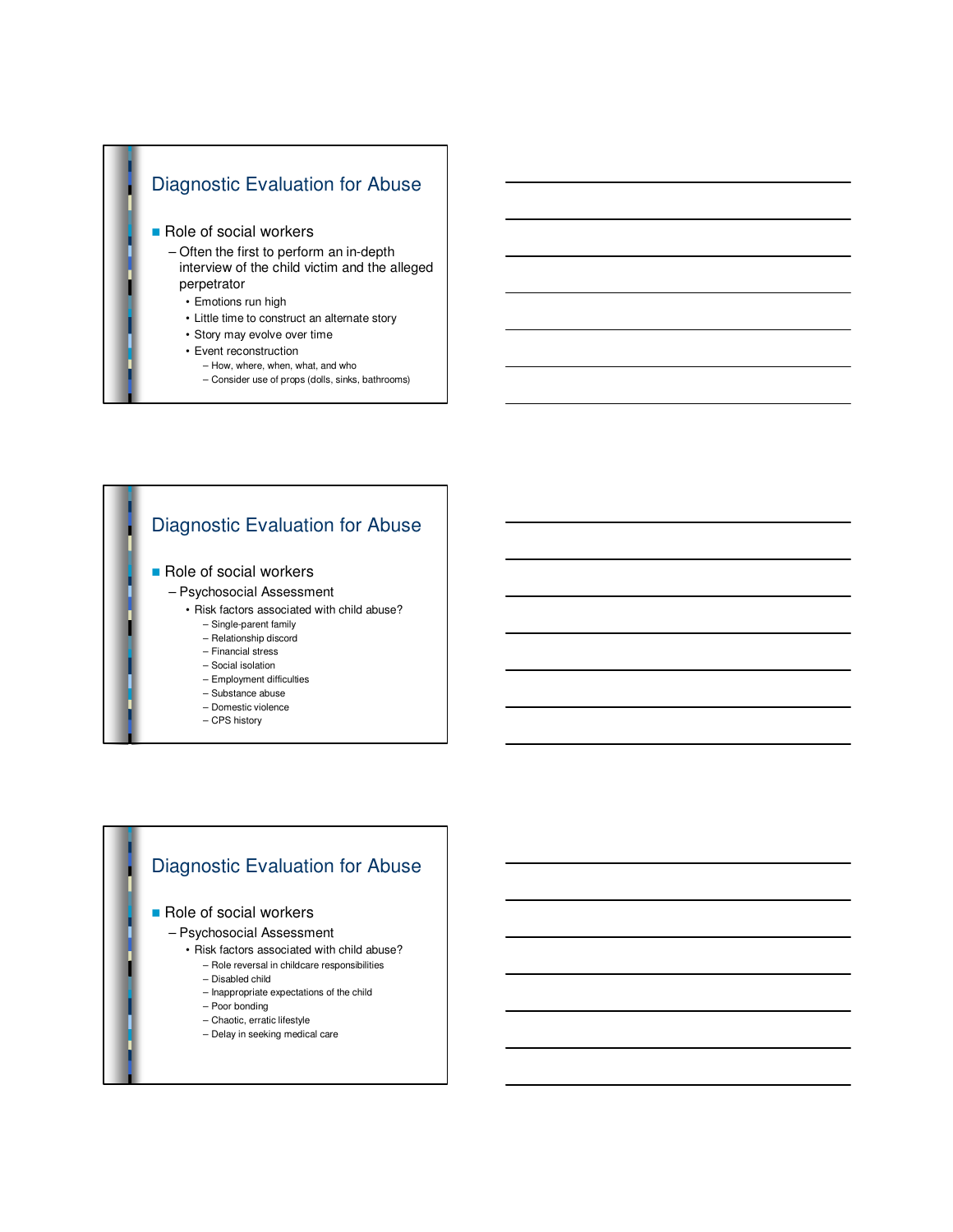## Diagnostic Evaluation for Abuse

- Role of social workers
  - Often the first to perform an in-depth interview of the child victim and the alleged perpetrator
    - Emotions run high
    - Little time to construct an alternate story
    - Story may evolve over time
    - Event reconstruction
      - How, where, when, what, and who
      - Consider use of props (dolls, sinks, bathrooms)

## Diagnostic Evaluation for Abuse

- Role of social workers
  - Psychosocial Assessment
    - Risk factors associated with child abuse?
      - Single-parent family
      - Relationship discord
      - Financial stress
      - Social isolation
      - Employment difficulties
      - Substance abuse
      - Domestic violence
      - CPS history

## Diagnostic Evaluation for Abuse

- Role of social workers
  - Psychosocial Assessment
    - Risk factors associated with child abuse?
      - Role reversal in childcare responsibilities
      - Disabled child
      - Inappropriate expectations of the child
      - Poor bonding
      - Chaotic, erratic lifestyle
      - Delay in seeking medical care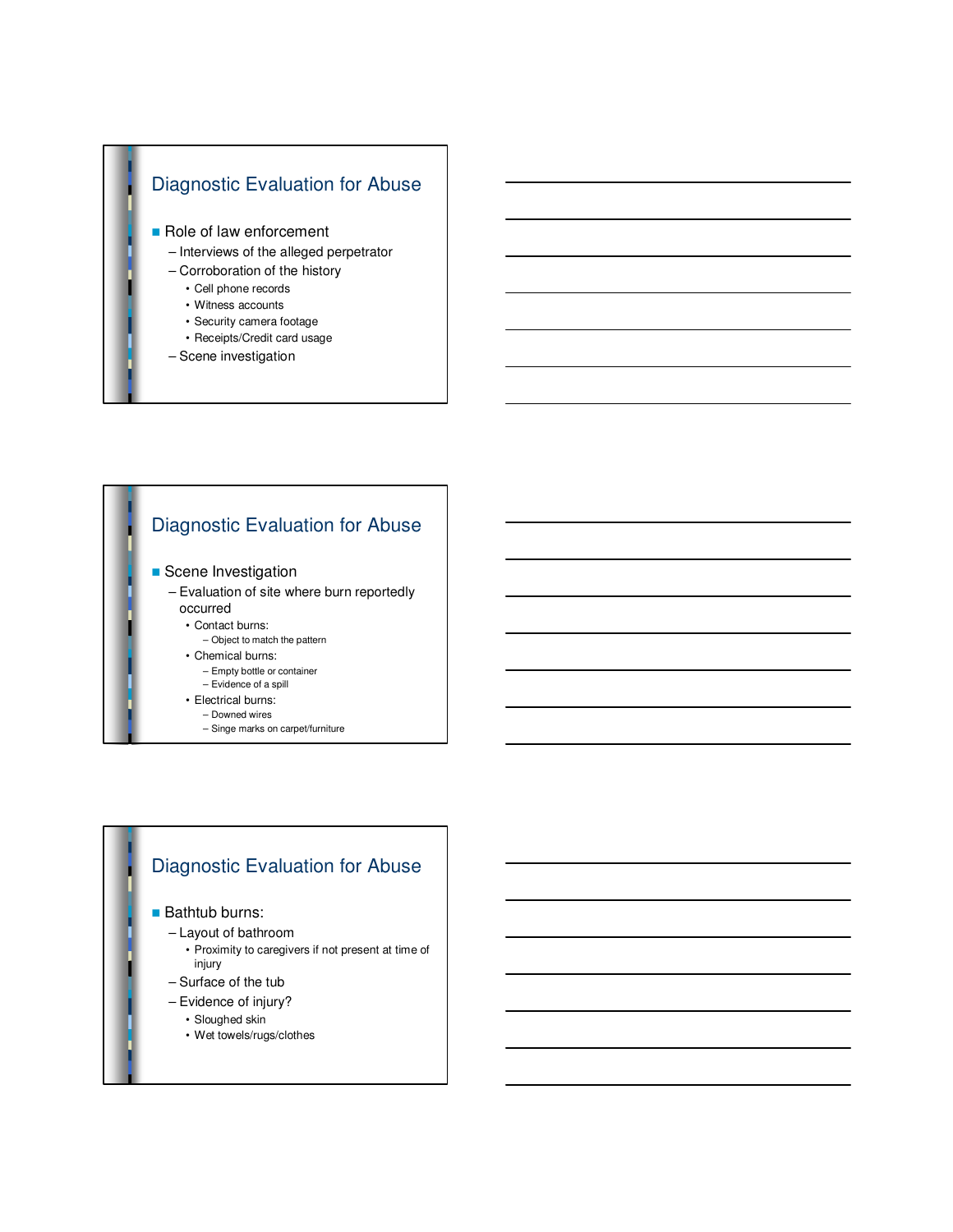## Diagnostic Evaluation for Abuse

- Role of law enforcement
  - Interviews of the alleged perpetrator
  - Corroboration of the history
    - Cell phone records
    - Witness accounts
    - Security camera footage
    - Receipts/Credit card usage
  - Scene investigation

## Diagnostic Evaluation for Abuse

- Scene Investigation
  - Evaluation of site where burn reportedly occurred
    - Contact burns:
      - Object to match the pattern
    - Chemical burns:
      - Empty bottle or container
      - Evidence of a spill
    - Electrical burns:
      - Downed wires
      - Singe marks on carpet/furniture

## Diagnostic Evaluation for Abuse

- Bathtub burns:
  - Layout of bathroom
    - Proximity to caregivers if not present at time of injury
  - Surface of the tub
  - Evidence of injury?
    - Sloughed skin
    - Wet towels/rugs/clothes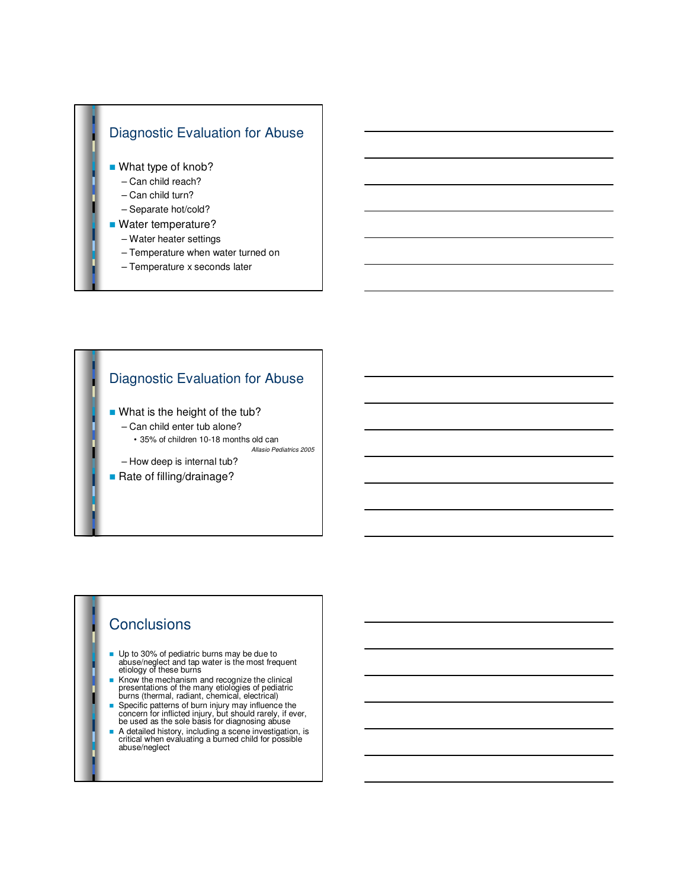## Diagnostic Evaluation for Abuse

- What type of knob?
  - Can child reach?
  - Can child turn?
  - Separate hot/cold?
- Water temperature?
  - Water heater settings
  - Temperature when water turned on
  - Temperature x seconds later

## Diagnostic Evaluation for Abuse

- What is the height of the tub?
  - Can child enter tub alone?
    - 35% of children 10-18 months old can

      *Allasio Pediatrics 2005*
  - How deep is internal tub?
- Rate of filling/drainage?

## Conclusions

- Up to 30% of pediatric burns may be due to abuse/neglect and tap water is the most frequent etiology of these burns
- Know the mechanism and recognize the clinical presentations of the many etiologies of pediatric burns (thermal, radiant, chemical, electrical)
- Specific patterns of burn injury may influence the concern for inflicted injury, but should rarely, if ever, be used as the sole basis for diagnosing abuse
- A detailed history, including a scene investigation, is critical when evaluating a burned child for possible abuse/neglect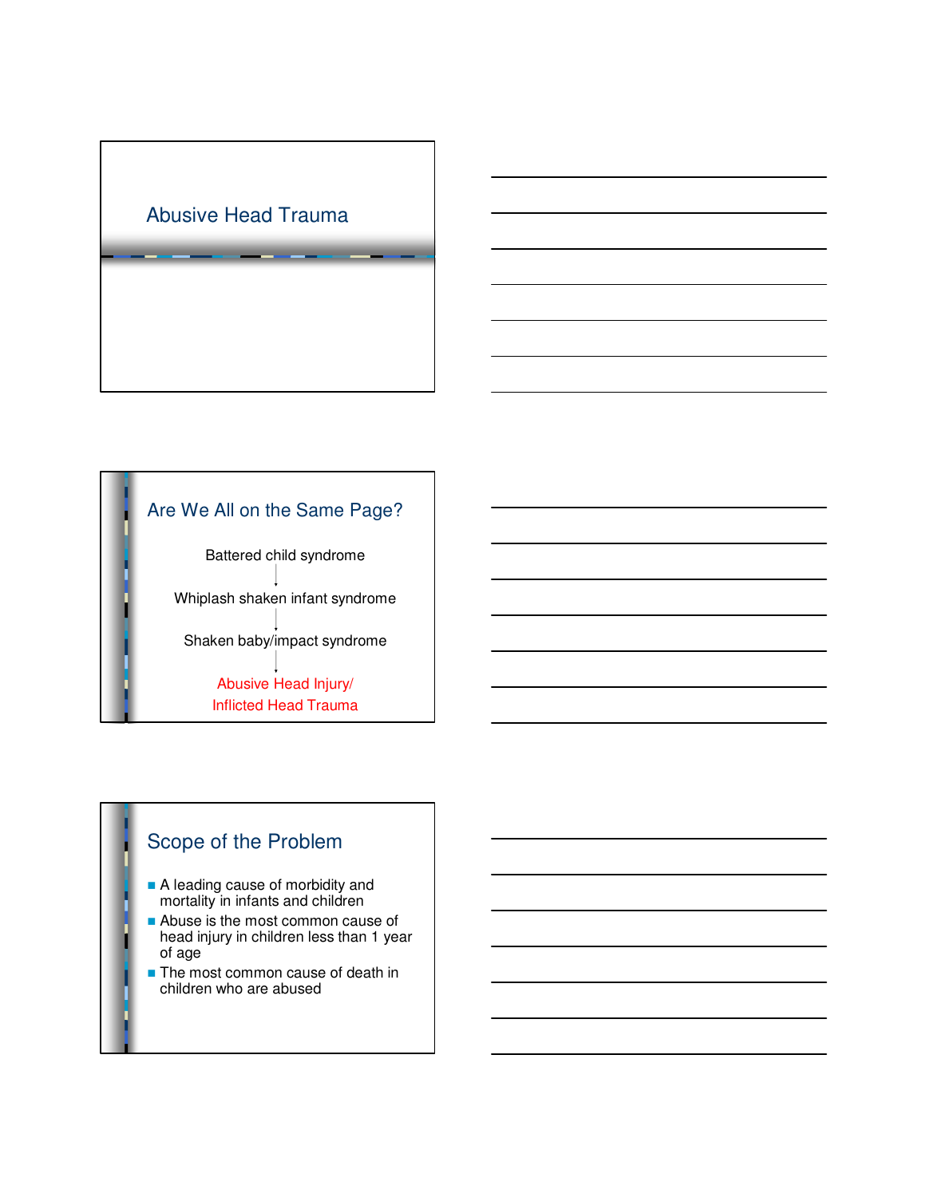## Abusive Head Trauma

## Are We All on the Same Page?

Battered child syndrome

↓

Whiplash shaken infant syndrome

↓

Shaken baby/impact syndrome

↓

Abusive Head Injury/
Inflicted Head Trauma

## Scope of the Problem

- A leading cause of morbidity and mortality in infants and children
- Abuse is the most common cause of head injury in children less than 1 year of age
- The most common cause of death in children who are abused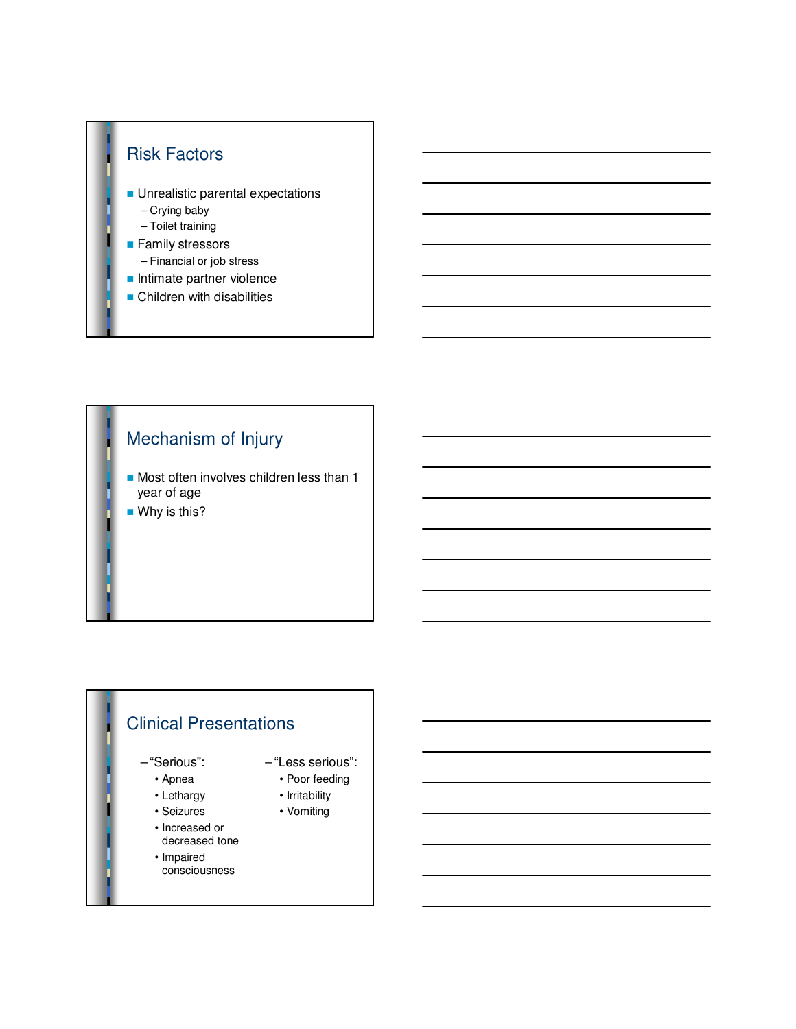## Risk Factors

- Unrealistic parental expectations
  - Crying baby
  - Toilet training
- Family stressors
  - Financial or job stress
- Intimate partner violence
- Children with disabilities

## Mechanism of Injury

- Most often involves children less than 1 year of age
- Why is this?

## Clinical Presentations

- "Serious":
  - Apnea
  - Lethargy
  - Seizures
  - Increased or decreased tone
  - Impaired consciousness
- "Less serious":
  - Poor feeding
  - Irritability
  - Vomiting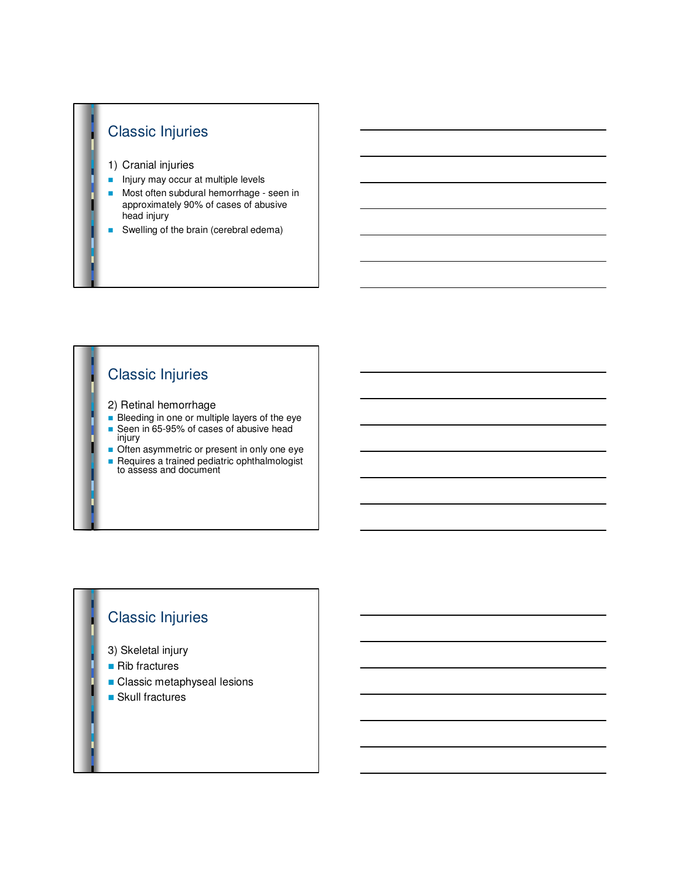## Classic Injuries

1) Cranial injuries

- Injury may occur at multiple levels
- Most often subdural hemorrhage - seen in approximately 90% of cases of abusive head injury
- Swelling of the brain (cerebral edema)

## Classic Injuries

2) Retinal hemorrhage

- Bleeding in one or multiple layers of the eye
- Seen in 65-95% of cases of abusive head injury
- Often asymmetric or present in only one eye
- Requires a trained pediatric ophthalmologist to assess and document

## Classic Injuries

3) Skeletal injury

- Rib fractures
- Classic metaphyseal lesions
- Skull fractures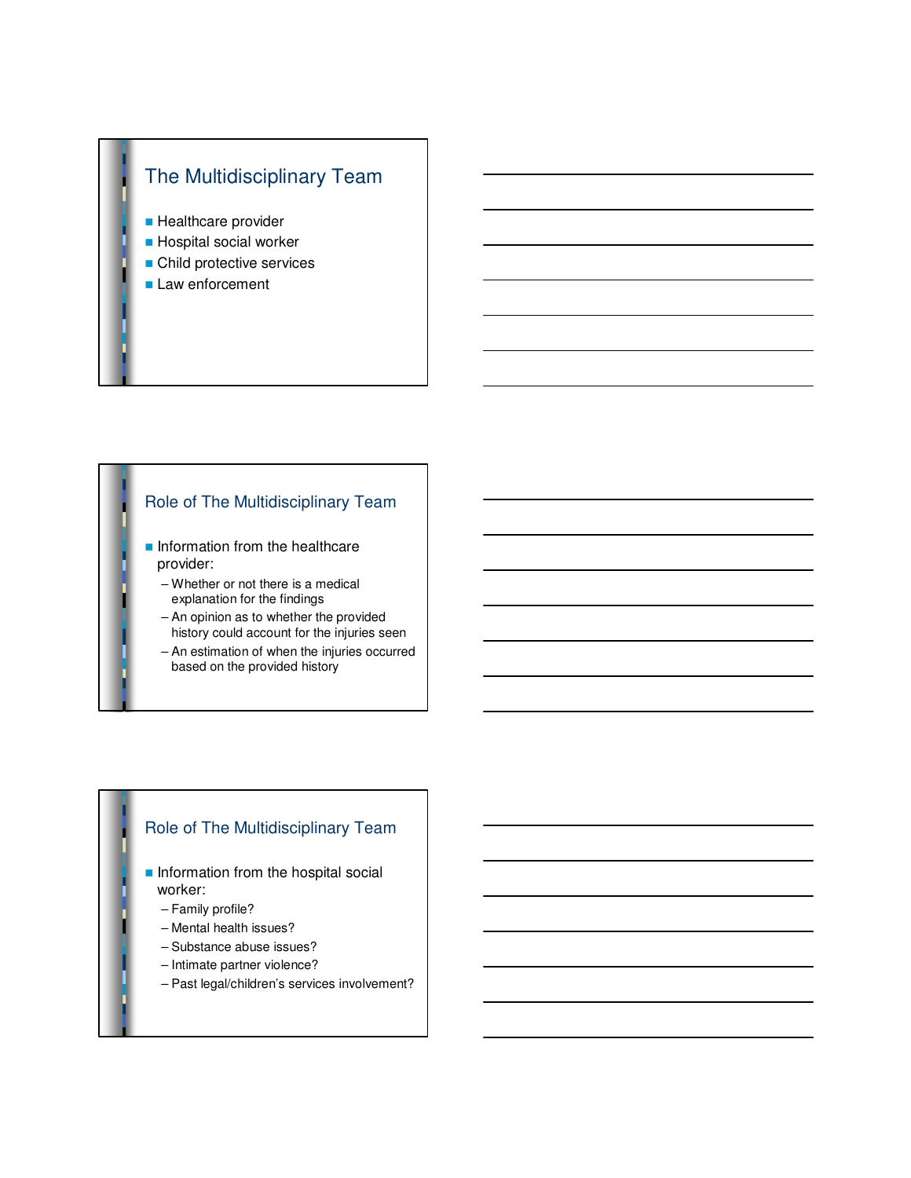## The Multidisciplinary Team

- Healthcare provider
- Hospital social worker
- Child protective services
- Law enforcement

## Role of The Multidisciplinary Team

- Information from the healthcare provider:
  - Whether or not there is a medical explanation for the findings
  - An opinion as to whether the provided history could account for the injuries seen
  - An estimation of when the injuries occurred based on the provided history

## Role of The Multidisciplinary Team

- Information from the hospital social worker:
  - Family profile?
  - Mental health issues?
  - Substance abuse issues?
  - Intimate partner violence?
  - Past legal/children's services involvement?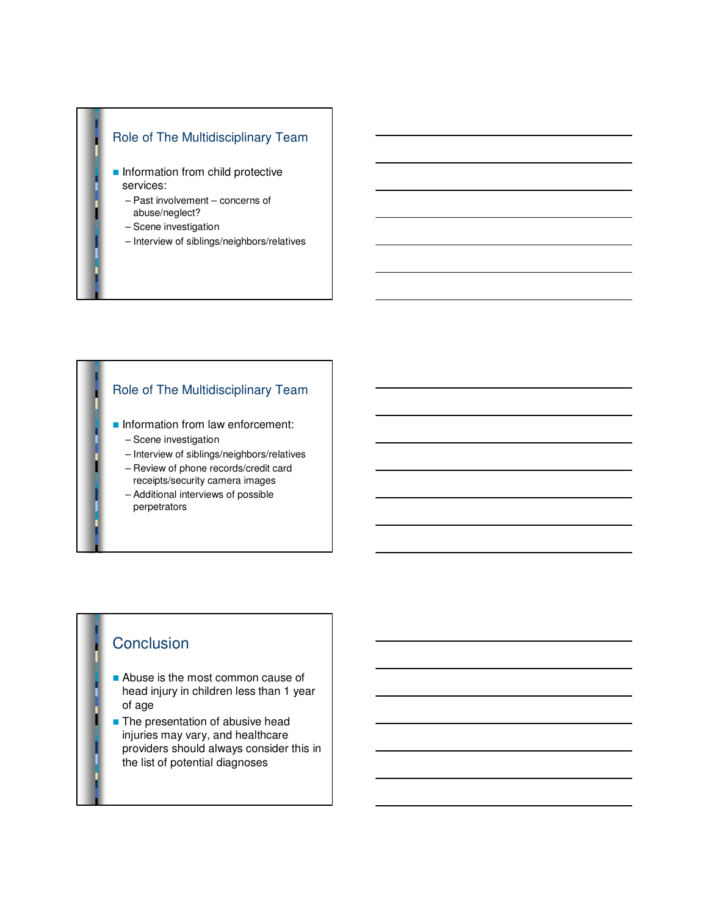## Role of The Multidisciplinary Team

- Information from child protective services:
  - Past involvement – concerns of abuse/neglect?
  - Scene investigation
  - Interview of siblings/neighbors/relatives

## Role of The Multidisciplinary Team

- Information from law enforcement:
  - Scene investigation
  - Interview of siblings/neighbors/relatives
  - Review of phone records/credit card receipts/security camera images
  - Additional interviews of possible perpetrators

## Conclusion

- Abuse is the most common cause of head injury in children less than 1 year of age
- The presentation of abusive head injuries may vary, and healthcare providers should always consider this in the list of potential diagnoses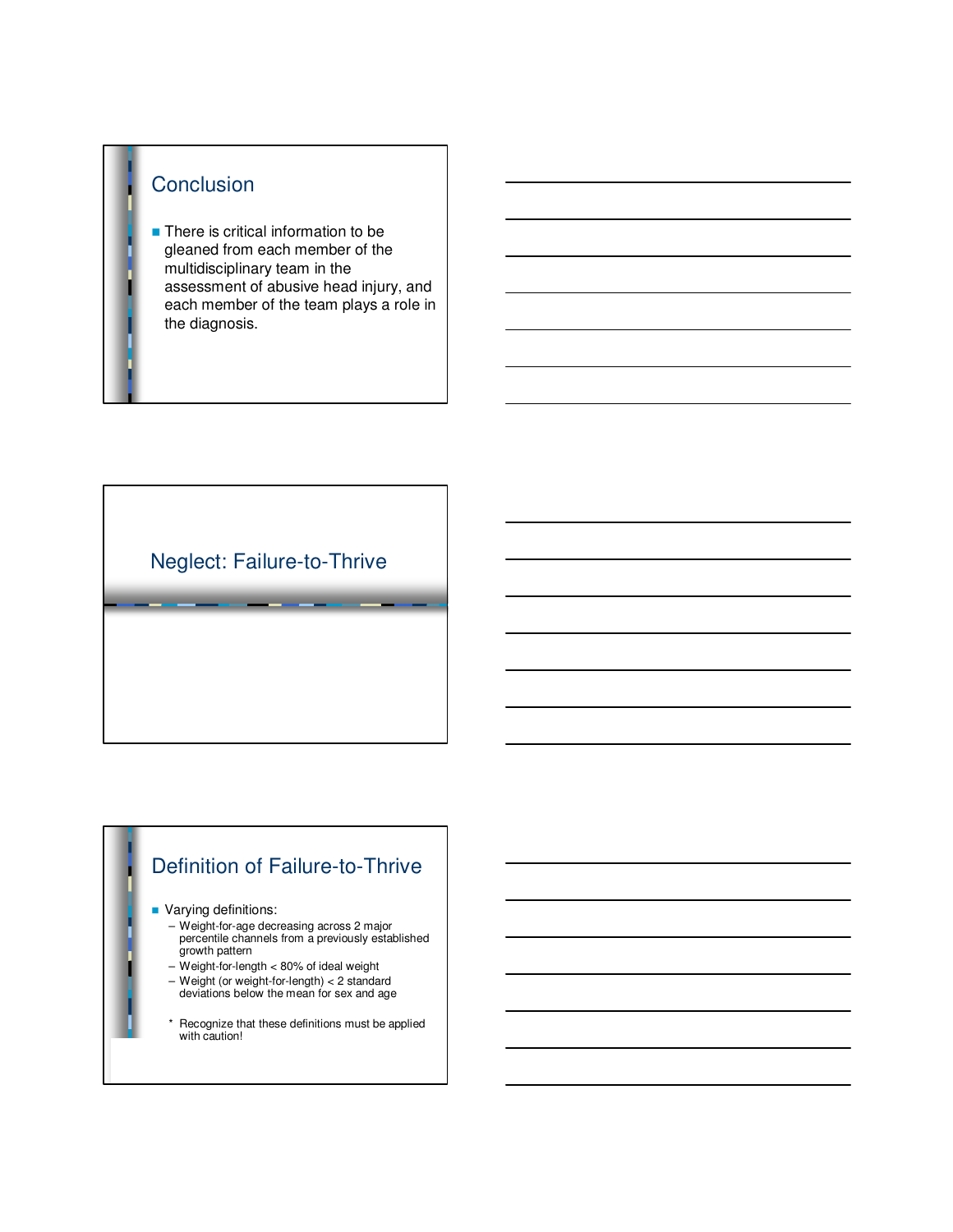## Conclusion

- There is critical information to be gleaned from each member of the multidisciplinary team in the assessment of abusive head injury, and each member of the team plays a role in the diagnosis.

## Neglect: Failure-to-Thrive

## Definition of Failure-to-Thrive

- Varying definitions:
  - Weight-for-age decreasing across 2 major percentile channels from a previously established growth pattern
  - Weight-for-length < 80% of ideal weight
  - Weight (or weight-for-length) < 2 standard deviations below the mean for sex and age

  \* Recognize that these definitions must be applied with caution!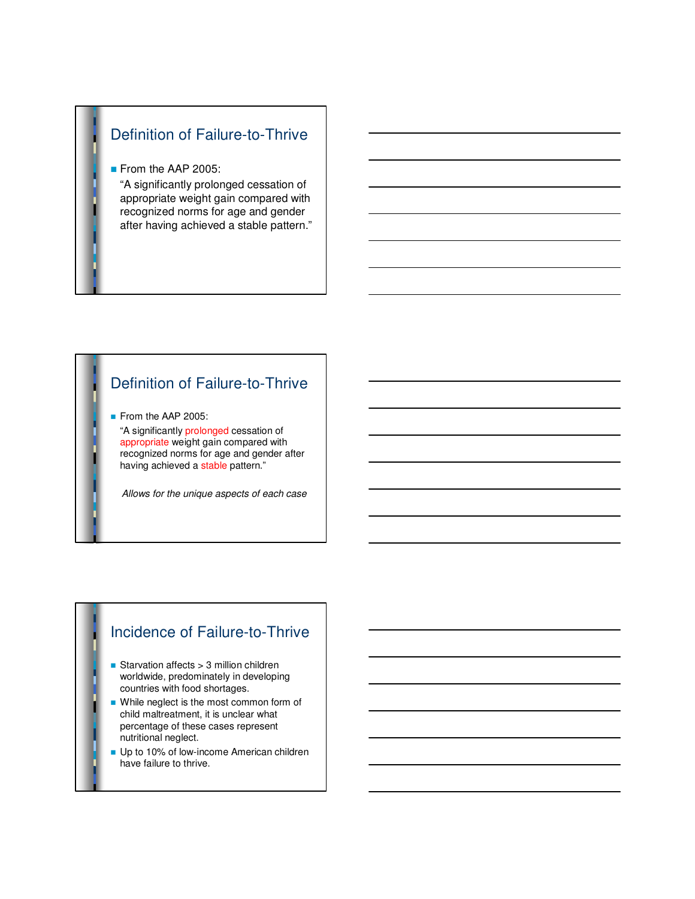## Definition of Failure-to-Thrive

- From the AAP 2005:

  "A significantly prolonged cessation of appropriate weight gain compared with recognized norms for age and gender after having achieved a stable pattern."

## Definition of Failure-to-Thrive

- From the AAP 2005:

  "A significantly prolonged cessation of appropriate weight gain compared with recognized norms for age and gender after having achieved a stable pattern."

  *Allows for the unique aspects of each case*

## Incidence of Failure-to-Thrive

- Starvation affects > 3 million children worldwide, predominately in developing countries with food shortages.
- While neglect is the most common form of child maltreatment, it is unclear what percentage of these cases represent nutritional neglect.
- Up to 10% of low-income American children have failure to thrive.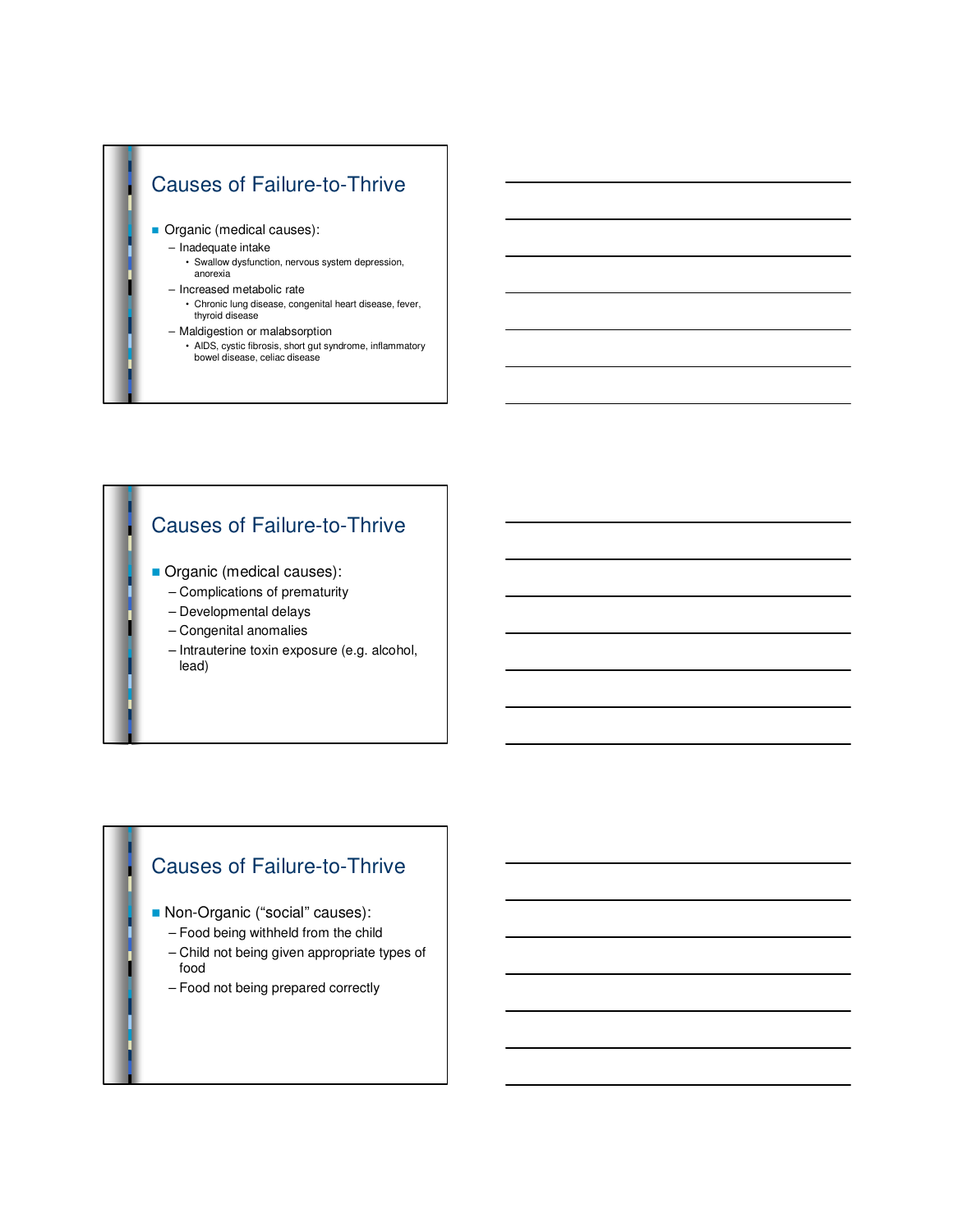## Causes of Failure-to-Thrive

- Organic (medical causes):
  - Inadequate intake
    - Swallow dysfunction, nervous system depression, anorexia
  - Increased metabolic rate
    - Chronic lung disease, congenital heart disease, fever, thyroid disease
  - Maldigestion or malabsorption
    - AIDS, cystic fibrosis, short gut syndrome, inflammatory bowel disease, celiac disease

## Causes of Failure-to-Thrive

- Organic (medical causes):
  - Complications of prematurity
  - Developmental delays
  - Congenital anomalies
  - Intrauterine toxin exposure (e.g. alcohol, lead)

## Causes of Failure-to-Thrive

- Non-Organic ("social" causes):
  - Food being withheld from the child
  - Child not being given appropriate types of food
  - Food not being prepared correctly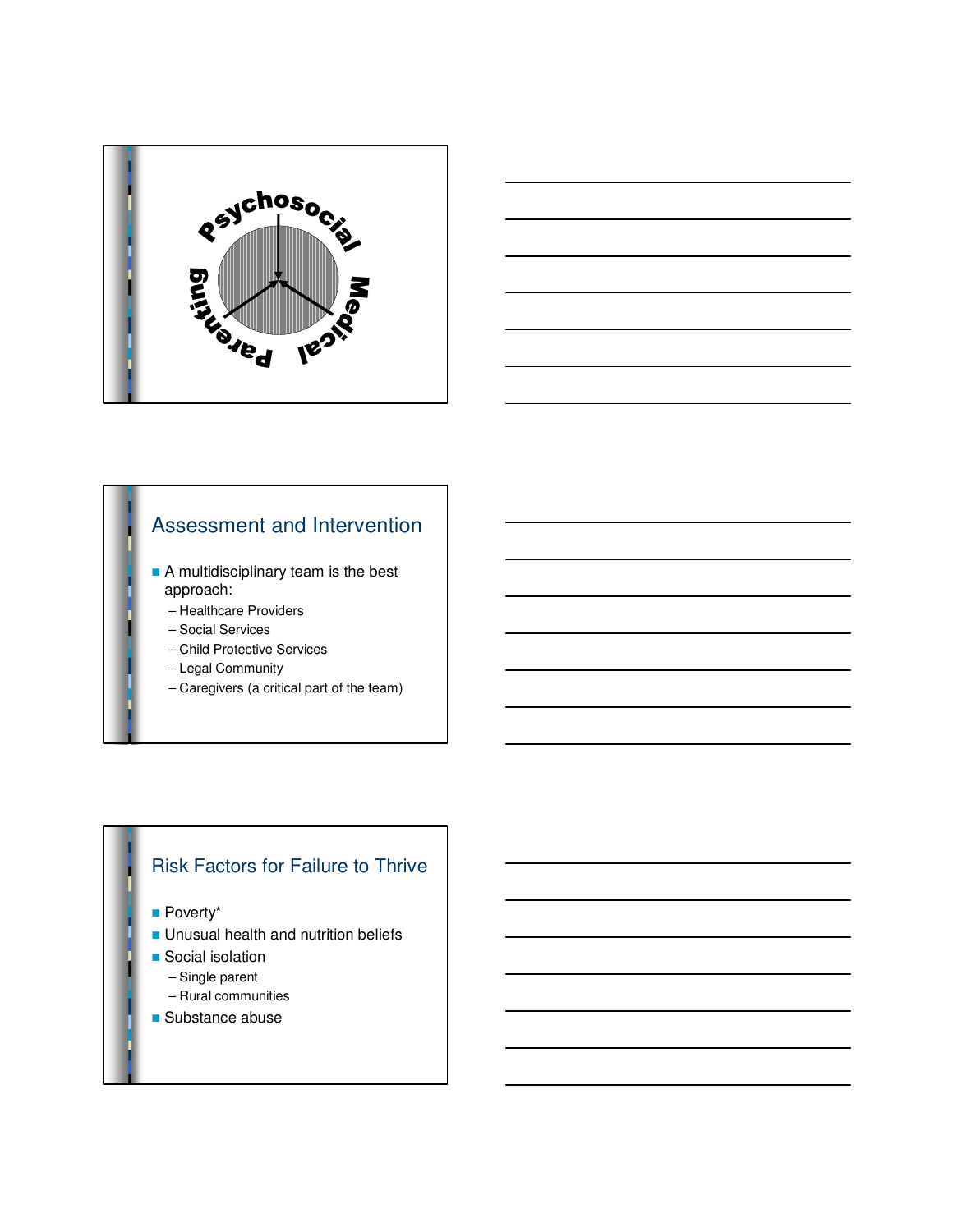Psychosocial

Medical

Parenting

## Assessment and Intervention

- A multidisciplinary team is the best approach:
  - Healthcare Providers
  - Social Services
  - Child Protective Services
  - Legal Community
  - Caregivers (a critical part of the team)

## Risk Factors for Failure to Thrive

- Poverty*
- Unusual health and nutrition beliefs
- Social isolation
  - Single parent
  - Rural communities
- Substance abuse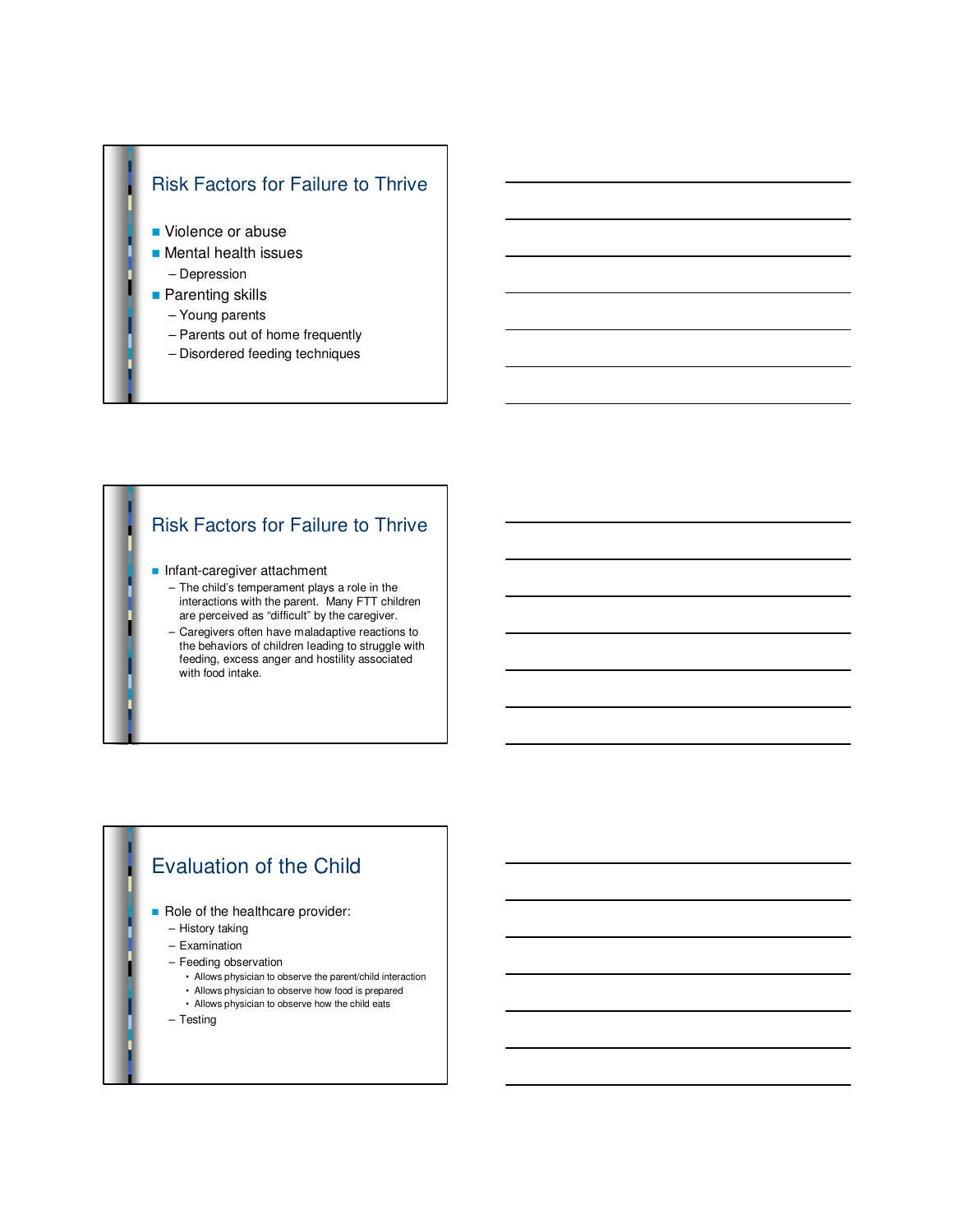## Risk Factors for Failure to Thrive

- Violence or abuse
- Mental health issues
  - Depression
- Parenting skills
  - Young parents
  - Parents out of home frequently
  - Disordered feeding techniques

## Risk Factors for Failure to Thrive

- Infant-caregiver attachment
  - The child's temperament plays a role in the interactions with the parent. Many FTT children are perceived as "difficult" by the caregiver.
  - Caregivers often have maladaptive reactions to the behaviors of children leading to struggle with feeding, excess anger and hostility associated with food intake.

## Evaluation of the Child

- Role of the healthcare provider:
  - History taking
  - Examination
  - Feeding observation
    - Allows physician to observe the parent/child interaction
    - Allows physician to observe how food is prepared
    - Allows physician to observe how the child eats
  - Testing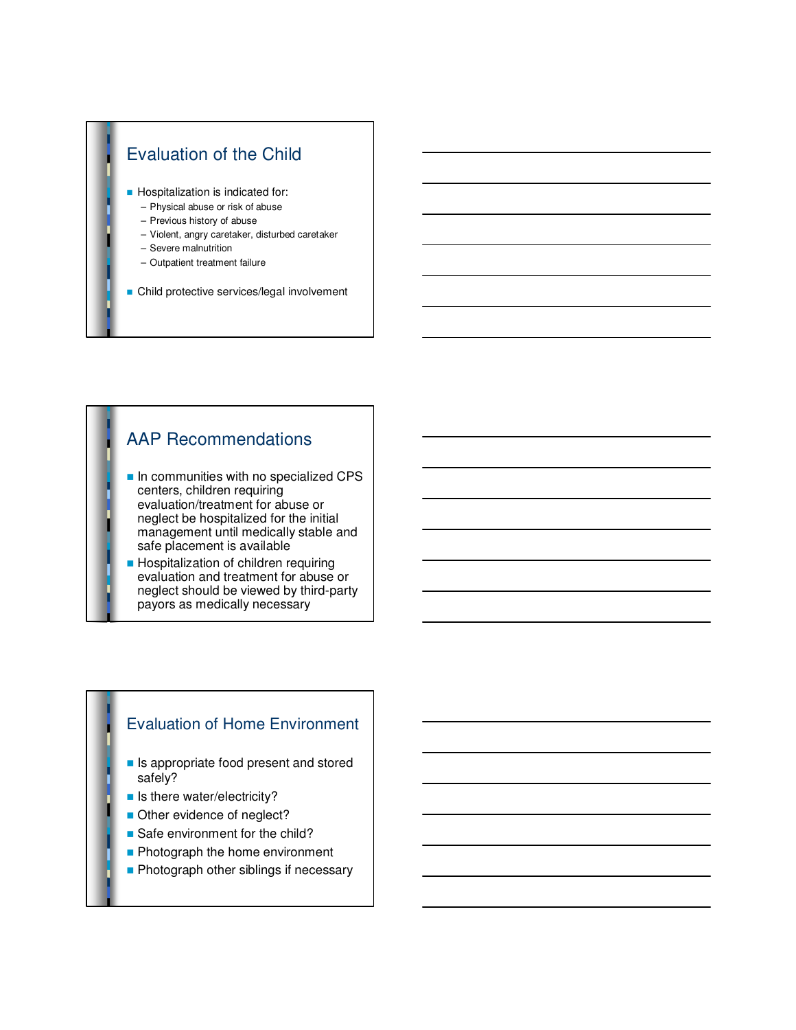## Evaluation of the Child

- Hospitalization is indicated for:
  - Physical abuse or risk of abuse
  - Previous history of abuse
  - Violent, angry caretaker, disturbed caretaker
  - Severe malnutrition
  - Outpatient treatment failure
- Child protective services/legal involvement

## AAP Recommendations

- In communities with no specialized CPS centers, children requiring evaluation/treatment for abuse or neglect be hospitalized for the initial management until medically stable and safe placement is available
- Hospitalization of children requiring evaluation and treatment for abuse or neglect should be viewed by third-party payors as medically necessary

## Evaluation of Home Environment

- Is appropriate food present and stored safely?
- Is there water/electricity?
- Other evidence of neglect?
- Safe environment for the child?
- Photograph the home environment
- Photograph other siblings if necessary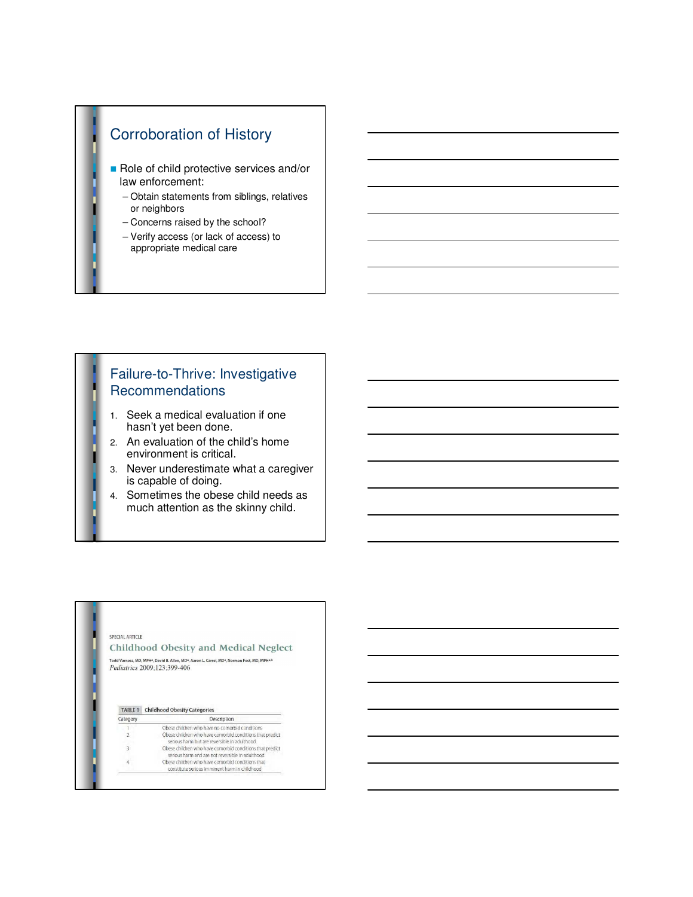## Corroboration of History

- Role of child protective services and/or law enforcement:
  - Obtain statements from siblings, relatives or neighbors
  - Concerns raised by the school?
  - Verify access (or lack of access) to appropriate medical care

## Failure-to-Thrive: Investigative Recommendations

1. Seek a medical evaluation if one hasn't yet been done.
2. An evaluation of the child's home environment is critical.
3. Never underestimate what a caregiver is capable of doing.
4. Sometimes the obese child needs as much attention as the skinny child.

SPECIAL ARTICLE

### Childhood Obesity and Medical Neglect

Todd Varness, MD, MPH[a], David B. Allen, MD[a], Aaron L. Carrel, MD[a], Norman Fost, MD, MPH[a,b]

*Pediatrics* 2009;123;399-406

TABLE 1 Childhood Obesity Categories

| Category | Description |
|---|---|
| 1 | Obese children who have no comorbid conditions |
| 2 | Obese children who have comorbid conditions that predict serious harm but are reversible in adulthood |
| 3 | Obese children who have comorbid conditions that predict serious harm and are not reversible in adulthood |
| 4 | Obese children who have comorbid conditions that constitute serious imminent harm in childhood |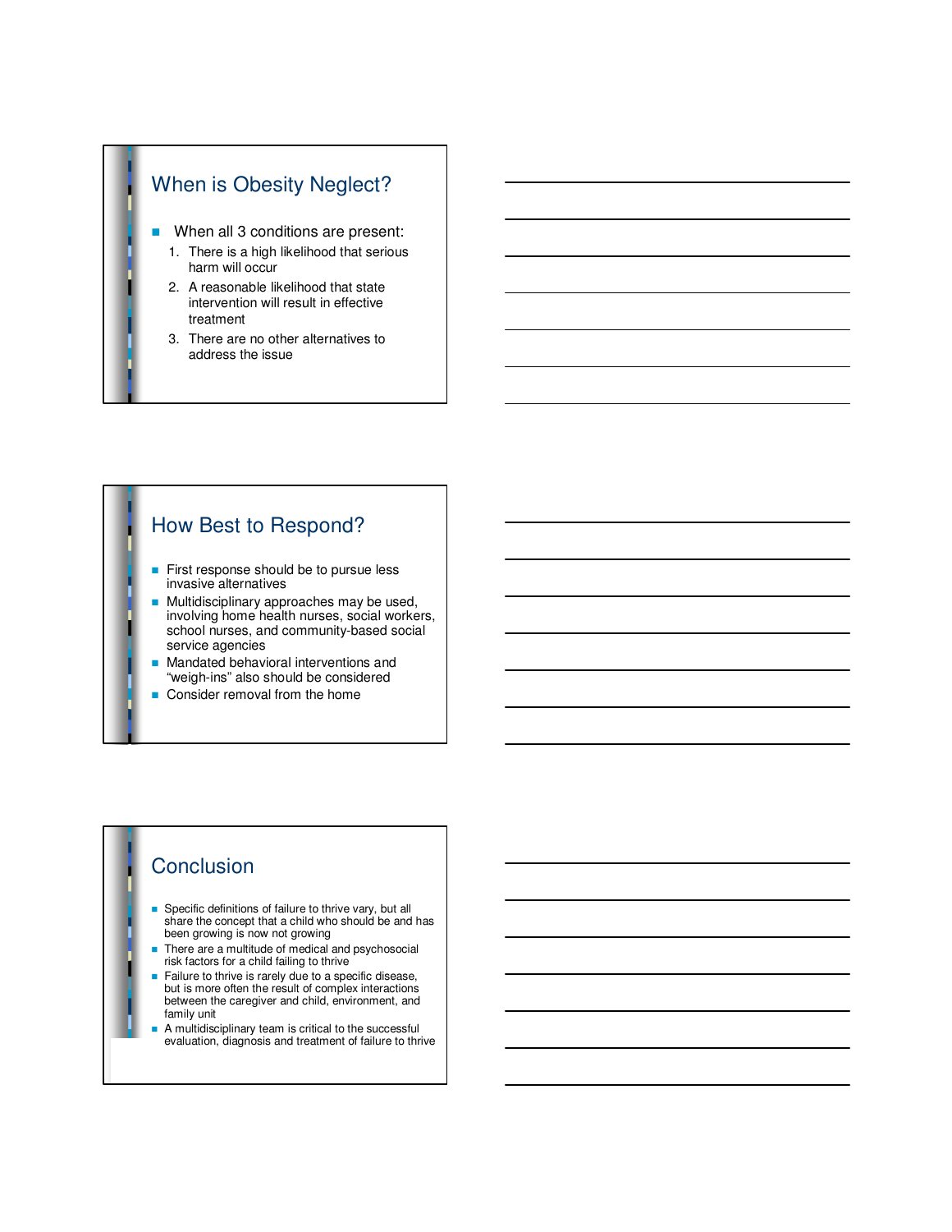## When is Obesity Neglect?

- When all 3 conditions are present:
  1. There is a high likelihood that serious harm will occur
  2. A reasonable likelihood that state intervention will result in effective treatment
  3. There are no other alternatives to address the issue

## How Best to Respond?

- First response should be to pursue less invasive alternatives
- Multidisciplinary approaches may be used, involving home health nurses, social workers, school nurses, and community-based social service agencies
- Mandated behavioral interventions and "weigh-ins" also should be considered
- Consider removal from the home

## Conclusion

- Specific definitions of failure to thrive vary, but all share the concept that a child who should be and has been growing is now not growing
- There are a multitude of medical and psychosocial risk factors for a child failing to thrive
- Failure to thrive is rarely due to a specific disease, but is more often the result of complex interactions between the caregiver and child, environment, and family unit
- A multidisciplinary team is critical to the successful evaluation, diagnosis and treatment of failure to thrive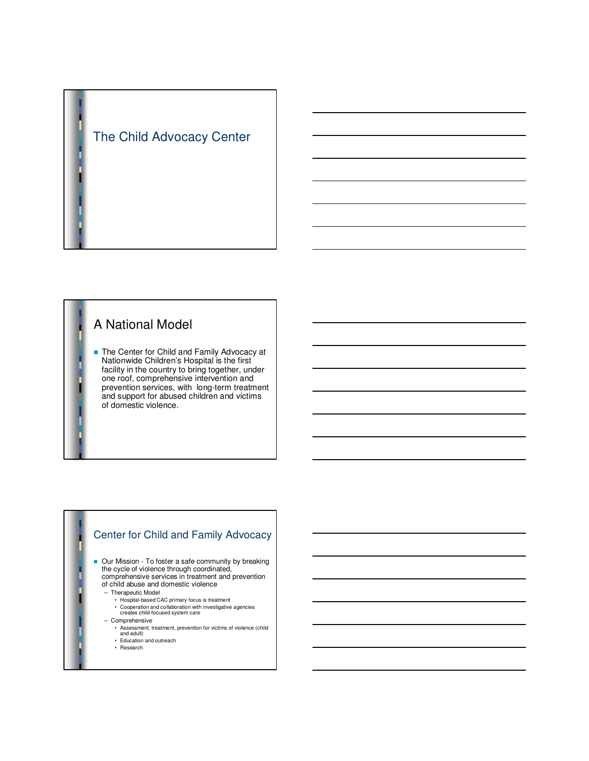## The Child Advocacy Center

## A National Model

- The Center for Child and Family Advocacy at Nationwide Children's Hospital is the first facility in the country to bring together, under one roof, comprehensive intervention and prevention services, with long-term treatment and support for abused children and victims of domestic violence.

## Center for Child and Family Advocacy

- Our Mission - To foster a safe community by breaking the cycle of violence through coordinated, comprehensive services in treatment and prevention of child abuse and domestic violence
  - Therapeutic Model
    - Hospital-based CAC primary focus is treatment
    - Cooperation and collaboration with investigative agencies creates child-focused system care
  - Comprehensive
    - Assessment, treatment, prevention for victims of violence (child and adult)
    - Education and outreach
    - Research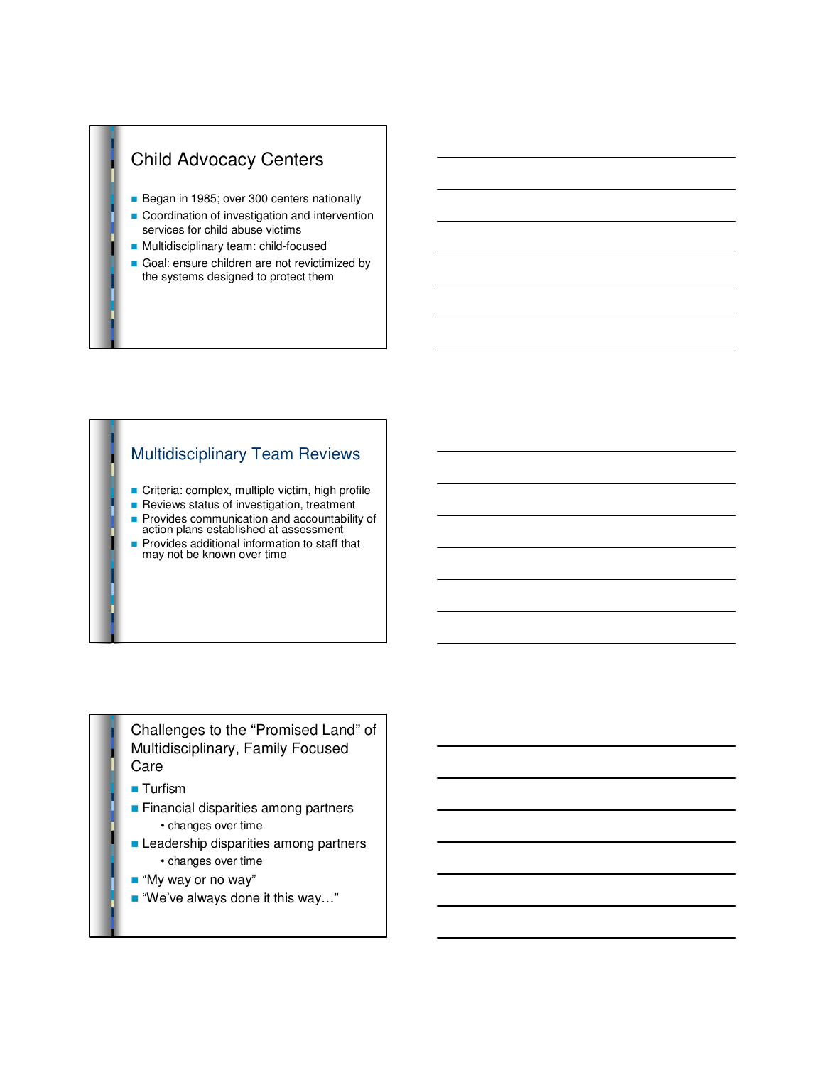## Child Advocacy Centers

- Began in 1985; over 300 centers nationally
- Coordination of investigation and intervention services for child abuse victims
- Multidisciplinary team: child-focused
- Goal: ensure children are not revictimized by the systems designed to protect them

## Multidisciplinary Team Reviews

- Criteria: complex, multiple victim, high profile
- Reviews status of investigation, treatment
- Provides communication and accountability of action plans established at assessment
- Provides additional information to staff that may not be known over time

## Challenges to the "Promised Land" of Multidisciplinary, Family Focused Care

- Turfism
- Financial disparities among partners
  - changes over time
- Leadership disparities among partners
  - changes over time
- "My way or no way"
- "We've always done it this way…"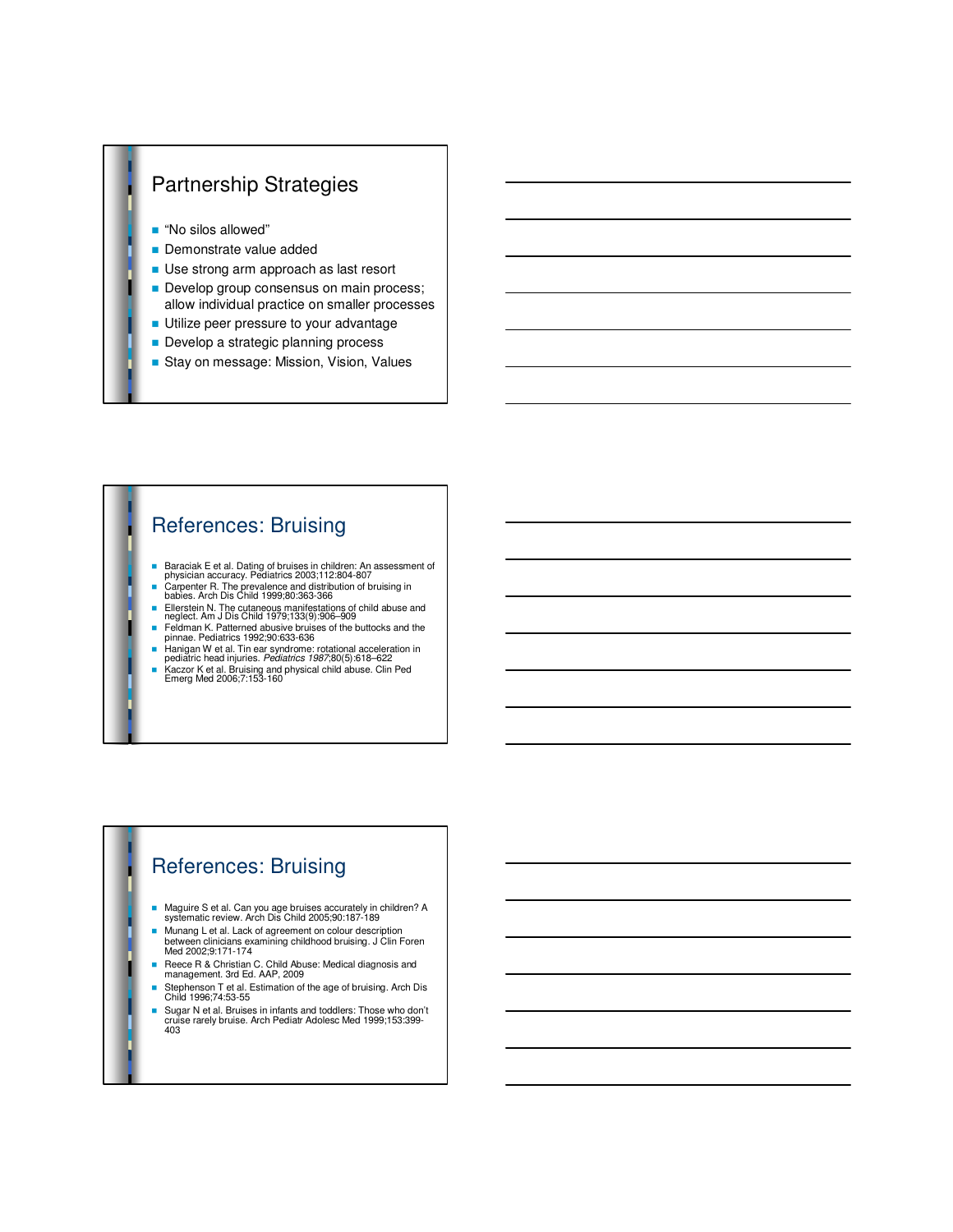## Partnership Strategies

- "No silos allowed"
- Demonstrate value added
- Use strong arm approach as last resort
- Develop group consensus on main process; allow individual practice on smaller processes
- Utilize peer pressure to your advantage
- Develop a strategic planning process
- Stay on message: Mission, Vision, Values

## References: Bruising

- Baraciak E et al. Dating of bruises in children: An assessment of physician accuracy. Pediatrics 2003;112:804-807
- Carpenter R. The prevalence and distribution of bruising in babies. Arch Dis Child 1999;80:363-366
- Ellerstein N. The cutaneous manifestations of child abuse and neglect. Am J Dis Child 1979;133(9):906–909
- Feldman K. Patterned abusive bruises of the buttocks and the pinnae. Pediatrics 1992;90:633-636
- Hanigan W et al. Tin ear syndrome: rotational acceleration in pediatric head injuries. *Pediatrics 1987*;80(5):618–622
- Kaczor K et al. Bruising and physical child abuse. Clin Ped Emerg Med 2006;7:153-160

## References: Bruising

- Maguire S et al. Can you age bruises accurately in children? A systematic review. Arch Dis Child 2005;90:187-189
- Munang L et al. Lack of agreement on colour description between clinicians examining childhood bruising. J Clin Foren Med 2002;9:171-174
- Reece R & Christian C. Child Abuse: Medical diagnosis and management. 3rd Ed. AAP, 2009
- Stephenson T et al. Estimation of the age of bruising. Arch Dis Child 1996;74:53-55
- Sugar N et al. Bruises in infants and toddlers: Those who don't cruise rarely bruise. Arch Pediatr Adolesc Med 1999;153:399-403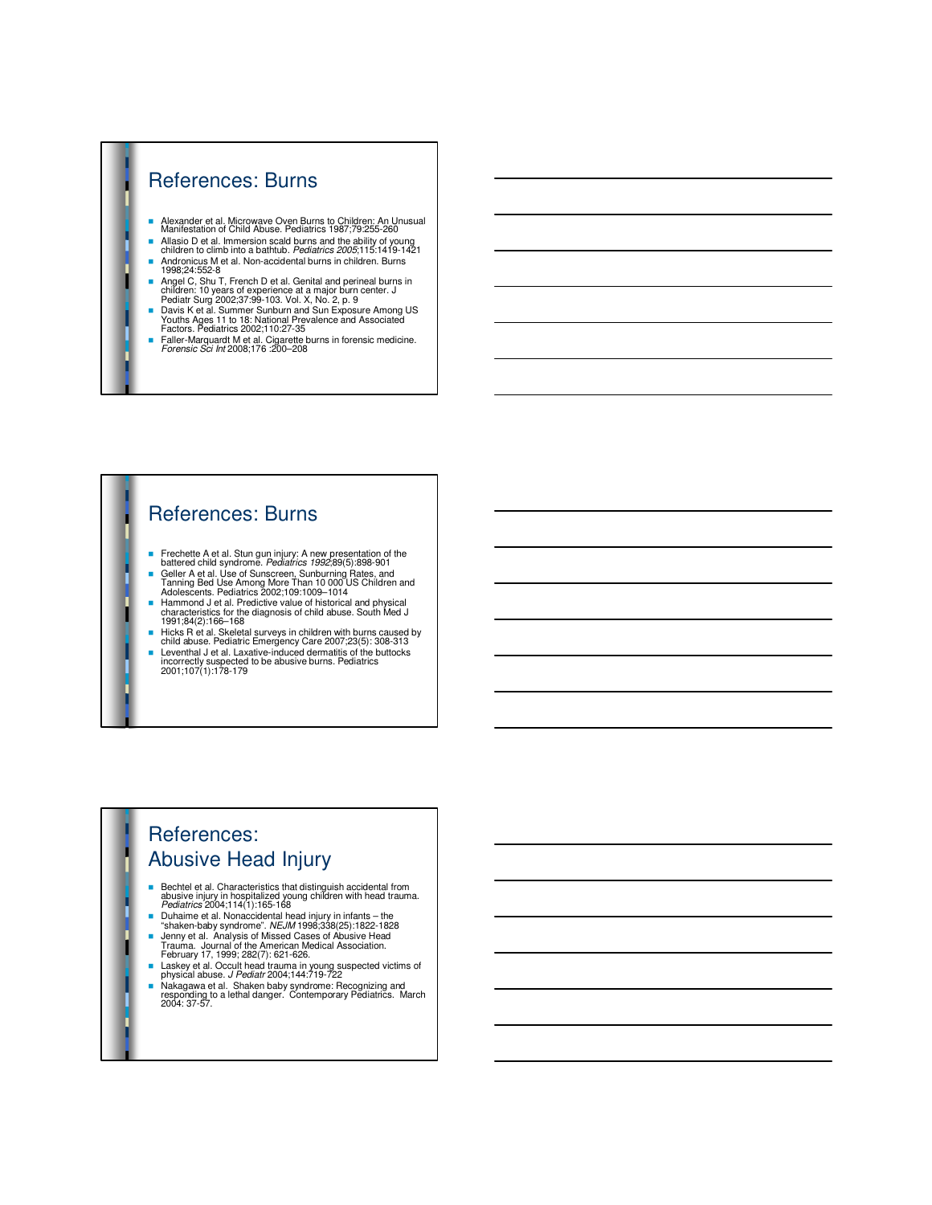## References: Burns

- Alexander et al. Microwave Oven Burns to Children: An Unusual Manifestation of Child Abuse. Pediatrics 1987;79:255-260
- Allasio D et al. Immersion scald burns and the ability of young children to climb into a bathtub. *Pediatrics 2005*;115:1419-1421
- Andronicus M et al. Non-accidental burns in children. Burns 1998;24:552-8
- Angel C, Shu T, French D et al. Genital and perineal burns in children: 10 years of experience at a major burn center. J Pediatr Surg 2002;37:99-103. Vol. X, No. 2, p. 9
- Davis K et al. Summer Sunburn and Sun Exposure Among US Youths Ages 11 to 18: National Prevalence and Associated Factors. Pediatrics 2002;110:27-35
- Faller-Marquardt M et al. Cigarette burns in forensic medicine. *Forensic Sci Int* 2008;176 :200–208

## References: Burns

- Frechette A et al. Stun gun injury: A new presentation of the battered child syndrome. *Pediatrics 1992*;89(5):898-901
- Geller A et al. Use of Sunscreen, Sunburning Rates, and Tanning Bed Use Among More Than 10 000 US Children and Adolescents. Pediatrics 2002;109:1009–1014
- Hammond J et al. Predictive value of historical and physical characteristics for the diagnosis of child abuse. South Med J 1991;84(2):166–168
- Hicks R et al. Skeletal surveys in children with burns caused by child abuse. Pediatric Emergency Care 2007;23(5): 308-313
- Leventhal J et al. Laxative-induced dermatitis of the buttocks incorrectly suspected to be abusive burns. Pediatrics 2001;107(1):178-179

## References: Abusive Head Injury

- Bechtel et al. Characteristics that distinguish accidental from abusive injury in hospitalized young children with head trauma. *Pediatrics* 2004;114(1):165-168
- Duhaime et al. Nonaccidental head injury in infants – the "shaken-baby syndrome". *NEJM* 1998;338(25):1822-1828
- Jenny et al. Analysis of Missed Cases of Abusive Head Trauma. Journal of the American Medical Association. February 17, 1999; 282(7): 621-626.
- Laskey et al. Occult head trauma in young suspected victims of physical abuse. *J Pediatr* 2004;144:719-722
- Nakagawa et al. Shaken baby syndrome: Recognizing and responding to a lethal danger. Contemporary Pediatrics. March 2004: 37-57.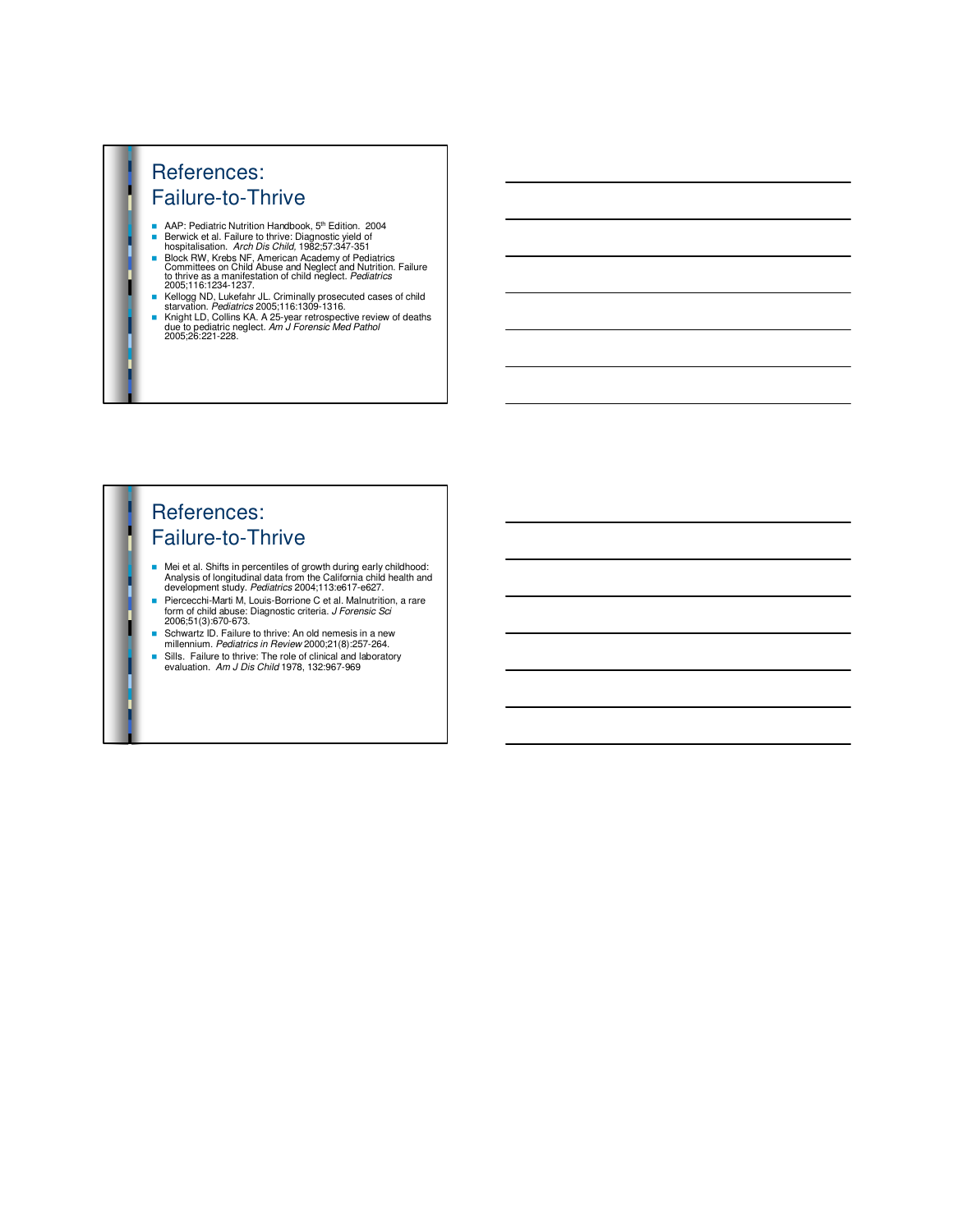## References: Failure-to-Thrive

- AAP: Pediatric Nutrition Handbook, 5th Edition. 2004
- Berwick et al. Failure to thrive: Diagnostic yield of hospitalisation. *Arch Dis Child,* 1982;57:347-351
- Block RW, Krebs NF, American Academy of Pediatrics Committees on Child Abuse and Neglect and Nutrition. Failure to thrive as a manifestation of child neglect. *Pediatrics* 2005;116:1234-1237.
- Kellogg ND, Lukefahr JL. Criminally prosecuted cases of child starvation. *Pediatrics* 2005;116:1309-1316.
- Knight LD, Collins KA. A 25-year retrospective review of deaths due to pediatric neglect. *Am J Forensic Med Pathol* 2005;26:221-228.

## References: Failure-to-Thrive

- Mei et al. Shifts in percentiles of growth during early childhood: Analysis of longitudinal data from the California child health and development study. *Pediatrics* 2004;113:e617-e627.
- Piercecchi-Marti M, Louis-Borrione C et al. Malnutrition, a rare form of child abuse: Diagnostic criteria. *J Forensic Sci* 2006;51(3):670-673.
- Schwartz ID. Failure to thrive: An old nemesis in a new millennium. *Pediatrics in Review* 2000;21(8):257-264.
- Sills. Failure to thrive: The role of clinical and laboratory evaluation. *Am J Dis Child* 1978, 132:967-969